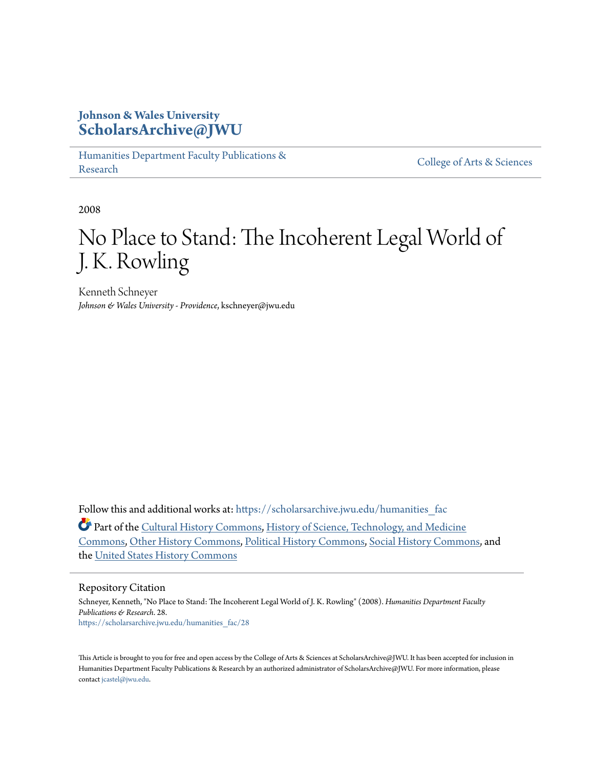**Johnson & Wales University**
**ScholarsArchive@JWU**

Humanities Department Faculty Publications & Research | College of Arts & Sciences

2008

# No Place to Stand: The Incoherent Legal World of J. K. Rowling

Kenneth Schneyer
*Johnson & Wales University - Providence*, kschneyer@jwu.edu

Follow this and additional works at: https://scholarsarchive.jwu.edu/humanities_fac

Part of the Cultural History Commons, History of Science, Technology, and Medicine Commons, Other History Commons, Political History Commons, Social History Commons, and the United States History Commons

## Repository Citation

Schneyer, Kenneth, "No Place to Stand: The Incoherent Legal World of J. K. Rowling" (2008). *Humanities Department Faculty Publications & Research*. 28.
https://scholarsarchive.jwu.edu/humanities_fac/28

This Article is brought to you for free and open access by the College of Arts & Sciences at ScholarsArchive@JWU. It has been accepted for inclusion in Humanities Department Faculty Publications & Research by an authorized administrator of ScholarsArchive@JWU. For more information, please contact jcastel@jwu.edu.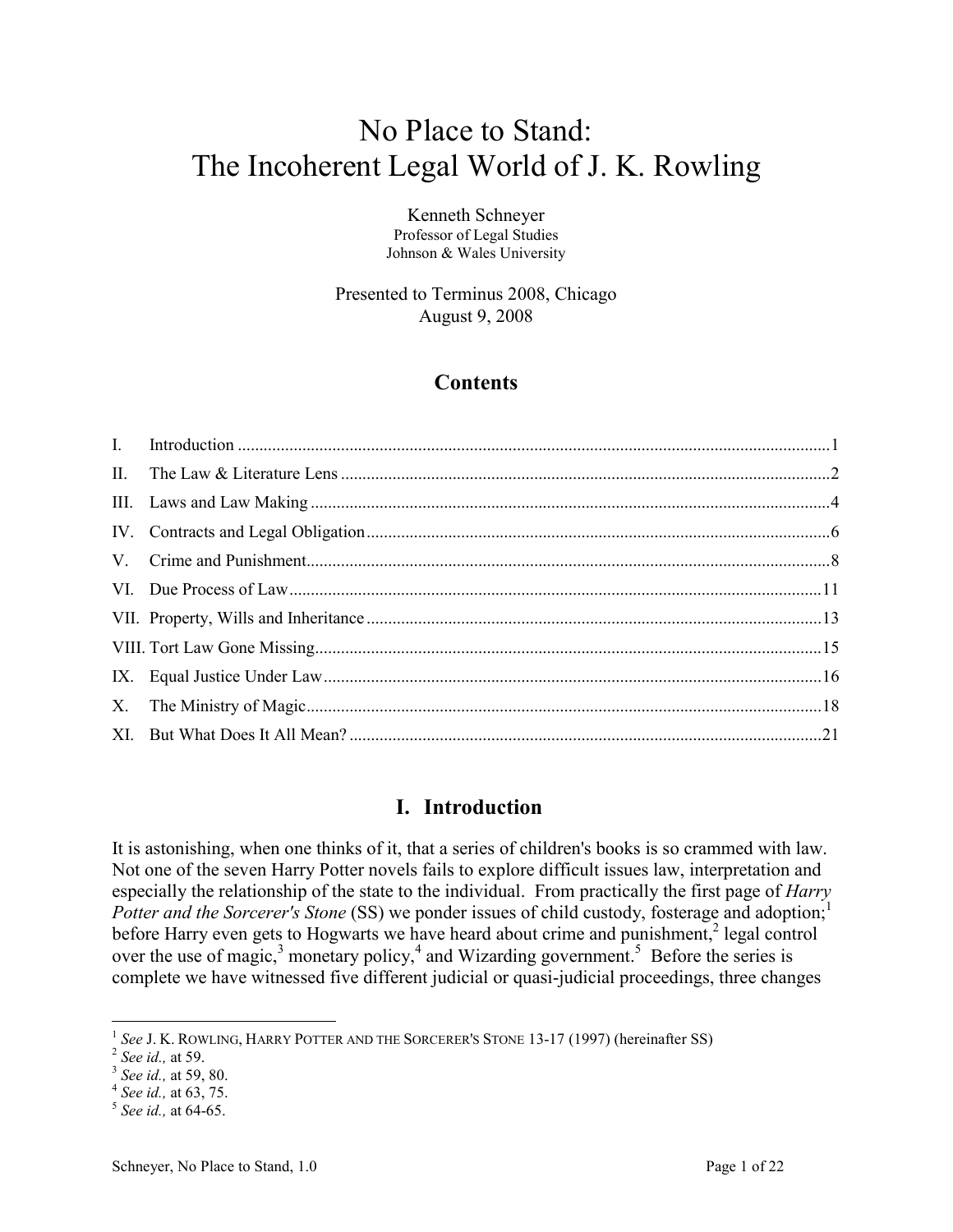# No Place to Stand: The Incoherent Legal World of J. K. Rowling

Kenneth Schneyer
Professor of Legal Studies
Johnson & Wales University

Presented to Terminus 2008, Chicago
August 9, 2008

## Contents

| | | |
|---|---|---|
| I. | Introduction | 1 |
| II. | The Law & Literature Lens | 2 |
| III. | Laws and Law Making | 4 |
| IV. | Contracts and Legal Obligation | 6 |
| V. | Crime and Punishment | 8 |
| VI. | Due Process of Law | 11 |
| VII. | Property, Wills and Inheritance | 13 |
| VIII. | Tort Law Gone Missing | 15 |
| IX. | Equal Justice Under Law | 16 |
| X. | The Ministry of Magic | 18 |
| XI. | But What Does It All Mean? | 21 |

## I. Introduction

It is astonishing, when one thinks of it, that a series of children's books is so crammed with law. Not one of the seven Harry Potter novels fails to explore difficult issues law, interpretation and especially the relationship of the state to the individual. From practically the first page of *Harry Potter and the Sorcerer's Stone* (SS) we ponder issues of child custody, fosterage and adoption;[1] before Harry even gets to Hogwarts we have heard about crime and punishment,[2] legal control over the use of magic,[3] monetary policy,[4] and Wizarding government.[5] Before the series is complete we have witnessed five different judicial or quasi-judicial proceedings, three changes

---

[1] *See* J. K. ROWLING, HARRY POTTER AND THE SORCERER'S STONE 13-17 (1997) (hereinafter SS)

[2] *See id.,* at 59.

[3] *See id.,* at 59, 80.

[4] *See id.,* at 63, 75.

[5] *See id.,* at 64-65.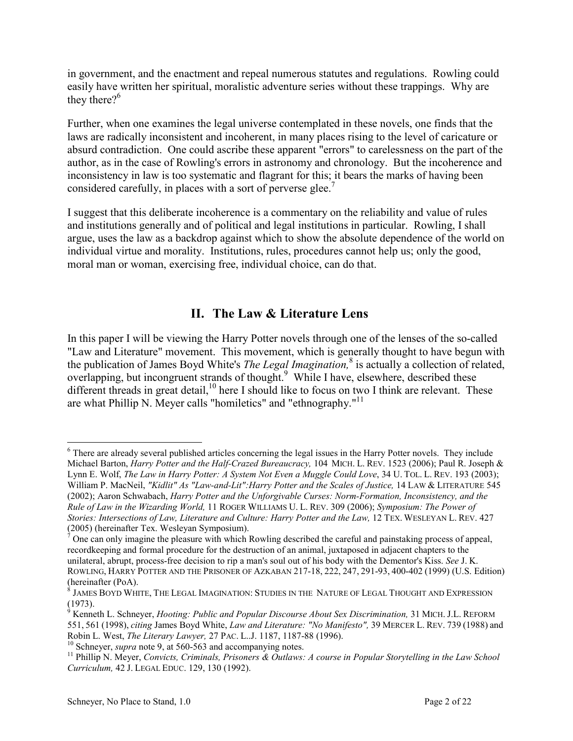in government, and the enactment and repeal numerous statutes and regulations. Rowling could easily have written her spiritual, moralistic adventure series without these trappings. Why are they there?[6]

Further, when one examines the legal universe contemplated in these novels, one finds that the laws are radically inconsistent and incoherent, in many places rising to the level of caricature or absurd contradiction. One could ascribe these apparent "errors" to carelessness on the part of the author, as in the case of Rowling's errors in astronomy and chronology. But the incoherence and inconsistency in law is too systematic and flagrant for this; it bears the marks of having been considered carefully, in places with a sort of perverse glee.[7]

I suggest that this deliberate incoherence is a commentary on the reliability and value of rules and institutions generally and of political and legal institutions in particular. Rowling, I shall argue, uses the law as a backdrop against which to show the absolute dependence of the world on individual virtue and morality. Institutions, rules, procedures cannot help us; only the good, moral man or woman, exercising free, individual choice, can do that.

## II. The Law & Literature Lens

In this paper I will be viewing the Harry Potter novels through one of the lenses of the so-called "Law and Literature" movement. This movement, which is generally thought to have begun with the publication of James Boyd White's *The Legal Imagination,*[8] is actually a collection of related, overlapping, but incongruent strands of thought.[9] While I have, elsewhere, described these different threads in great detail,[10] here I should like to focus on two I think are relevant. These are what Phillip N. Meyer calls "homiletics" and "ethnography."[11]

---

[6] There are already several published articles concerning the legal issues in the Harry Potter novels. They include Michael Barton, *Harry Potter and the Half-Crazed Bureaucracy,* 104 MICH. L. REV. 1523 (2006); Paul R. Joseph & Lynn E. Wolf, *The Law in Harry Potter: A System Not Even a Muggle Could Love*, 34 U. TOL. L. REV. 193 (2003); William P. MacNeil, *"Kidlit" As "Law-and-Lit":Harry Potter and the Scales of Justice,* 14 LAW & LITERATURE 545 (2002); Aaron Schwabach, *Harry Potter and the Unforgivable Curses: Norm-Formation, Inconsistency, and the Rule of Law in the Wizarding World,* 11 ROGER WILLIAMS U. L. REV. 309 (2006); *Symposium: The Power of Stories: Intersections of Law, Literature and Culture: Harry Potter and the Law,* 12 TEX. WESLEYAN L. REV. 427 (2005) (hereinafter Tex. Wesleyan Symposium).

[7] One can only imagine the pleasure with which Rowling described the careful and painstaking process of appeal, recordkeeping and formal procedure for the destruction of an animal, juxtaposed in adjacent chapters to the unilateral, abrupt, process-free decision to rip a man's soul out of his body with the Dementor's Kiss. *See* J. K. ROWLING, HARRY POTTER AND THE PRISONER OF AZKABAN 217-18, 222, 247, 291-93, 400-402 (1999) (U.S. Edition) (hereinafter (PoA).

[8] JAMES BOYD WHITE, THE LEGAL IMAGINATION: STUDIES IN THE NATURE OF LEGAL THOUGHT AND EXPRESSION (1973).

[9] Kenneth L. Schneyer, *Hooting: Public and Popular Discourse About Sex Discrimination,* 31 MICH. J.L. REFORM 551, 561 (1998), *citing* James Boyd White, *Law and Literature: "No Manifesto",* 39 MERCER L. REV. 739 (1988) and Robin L. West, *The Literary Lawyer,* 27 PAC. L..J. 1187, 1187-88 (1996).

[10] Schneyer, *supra* note 9, at 560-563 and accompanying notes.

[11] Phillip N. Meyer, *Convicts, Criminals, Prisoners & Outlaws: A course in Popular Storytelling in the Law School Curriculum,* 42 J. LEGAL EDUC. 129, 130 (1992).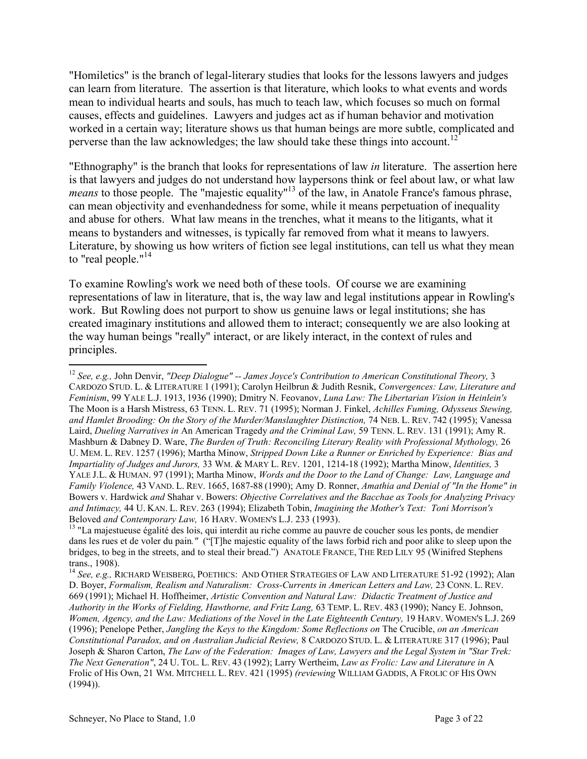"Homiletics" is the branch of legal-literary studies that looks for the lessons lawyers and judges can learn from literature. The assertion is that literature, which looks to what events and words mean to individual hearts and souls, has much to teach law, which focuses so much on formal causes, effects and guidelines. Lawyers and judges act as if human behavior and motivation worked in a certain way; literature shows us that human beings are more subtle, complicated and perverse than the law acknowledges; the law should take these things into account.[12]

"Ethnography" is the branch that looks for representations of law *in* literature. The assertion here is that lawyers and judges do not understand how laypersons think or feel about law, or what law *means* to those people. The "majestic equality"[13] of the law, in Anatole France's famous phrase, can mean objectivity and evenhandedness for some, while it means perpetuation of inequality and abuse for others. What law means in the trenches, what it means to the litigants, what it means to bystanders and witnesses, is typically far removed from what it means to lawyers. Literature, by showing us how writers of fiction see legal institutions, can tell us what they mean to "real people."[14]

To examine Rowling's work we need both of these tools. Of course we are examining representations of law in literature, that is, the way law and legal institutions appear in Rowling's work. But Rowling does not purport to show us genuine laws or legal institutions; she has created imaginary institutions and allowed them to interact; consequently we are also looking at the way human beings "really" interact, or are likely interact, in the context of rules and principles.

---

[12] *See, e.g.,* John Denvir, *"Deep Dialogue" -- James Joyce's Contribution to American Constitutional Theory,* 3 CARDOZO STUD. L. & LITERATURE 1 (1991); Carolyn Heilbrun & Judith Resnik, *Convergences: Law, Literature and Feminism*, 99 YALE L.J. 1913, 1936 (1990); Dmitry N. Feovanov, *Luna Law: The Libertarian Vision in Heinlein's* The Moon is a Harsh Mistress, 63 TENN. L. REV. 71 (1995); Norman J. Finkel, *Achilles Fuming, Odysseus Stewing, and Hamlet Brooding: On the Story of the Murder/Manslaughter Distinction,* 74 NEB. L. REV. 742 (1995); Vanessa Laird, *Dueling Narratives in* An American Tragedy *and the Criminal Law,* 59 TENN. L. REV. 131 (1991); Amy R. Mashburn & Dabney D. Ware, *The Burden of Truth: Reconciling Literary Reality with Professional Mythology,* 26 U. MEM. L. REV. 1257 (1996); Martha Minow, *Stripped Down Like a Runner or Enriched by Experience: Bias and Impartiality of Judges and Jurors,* 33 WM. & MARY L. REV. 1201, 1214-18 (1992); Martha Minow, *Identities,* 3 YALE J.L. & HUMAN. 97 (1991); Martha Minow, *Words and the Door to the Land of Change: Law, Language and Family Violence,* 43 VAND. L. REV. 1665, 1687-88 (1990); Amy D. Ronner, *Amathia and Denial of "In the Home" in* Bowers v. Hardwick *and* Shahar v. Bowers: *Objective Correlatives and the Bacchae as Tools for Analyzing Privacy and Intimacy,* 44 U. KAN. L. REV. 263 (1994); Elizabeth Tobin, *Imagining the Mother's Text: Toni Morrison's* Beloved *and Contemporary Law,* 16 HARV. WOMEN'S L.J. 233 (1993).

[13] "La majestueuse égalité des lois, qui interdit au riche comme au pauvre de coucher sous les ponts, de mendier dans les rues et de voler du pain*."* ("[T]he majestic equality of the laws forbid rich and poor alike to sleep upon the bridges, to beg in the streets, and to steal their bread.") ANATOLE FRANCE, THE RED LILY 95 (Winifred Stephens trans., 1908).

[14] *See, e.g.,* RICHARD WEISBERG, POETHICS: AND OTHER STRATEGIES OF LAW AND LITERATURE 51-92 (1992); Alan D. Boyer, *Formalism, Realism and Naturalism: Cross-Currents in American Letters and Law,* 23 CONN. L. REV. 669 (1991); Michael H. Hoffheimer, *Artistic Convention and Natural Law: Didactic Treatment of Justice and Authority in the Works of Fielding, Hawthorne, and Fritz Lang,* 63 TEMP. L. REV. 483 (1990); Nancy E. Johnson, *Women, Agency, and the Law: Mediations of the Novel in the Late Eighteenth Century,* 19 HARV. WOMEN'S L.J. 269 (1996); Penelope Pether, *Jangling the Keys to the Kingdom: Some Reflections on* The Crucible, *on an American Constitutional Paradox, and on Australian Judicial Review,* 8 CARDOZO STUD. L. & LITERATURE 317 (1996); Paul Joseph & Sharon Carton, *The Law of the Federation: Images of Law, Lawyers and the Legal System in "Star Trek: The Next Generation"*, 24 U. TOL. L. REV. 43 (1992); Larry Wertheim, *Law as Frolic: Law and Literature in* A Frolic of His Own, 21 WM. MITCHELL L. REV. 421 (1995) *(reviewing* WILLIAM GADDIS, A FROLIC OF HIS OWN (1994)).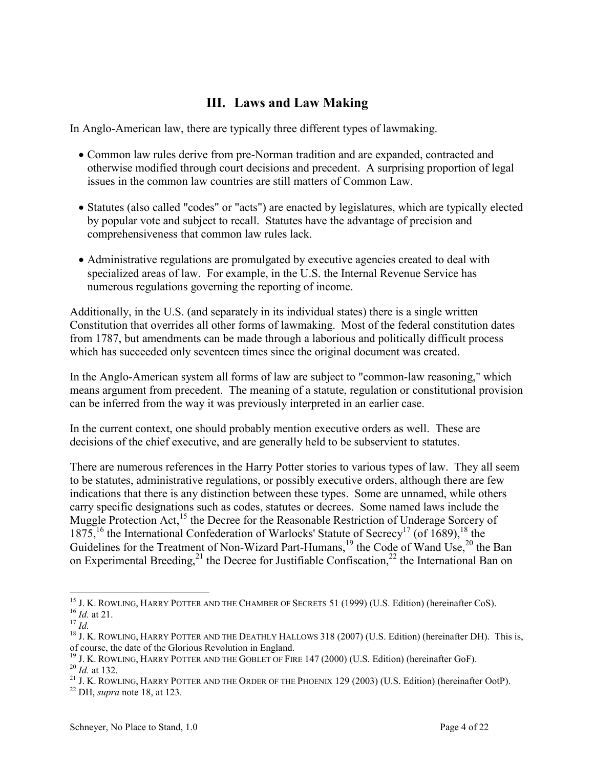## III. Laws and Law Making

In Anglo-American law, there are typically three different types of lawmaking.

- Common law rules derive from pre-Norman tradition and are expanded, contracted and otherwise modified through court decisions and precedent. A surprising proportion of legal issues in the common law countries are still matters of Common Law.
- Statutes (also called "codes" or "acts") are enacted by legislatures, which are typically elected by popular vote and subject to recall. Statutes have the advantage of precision and comprehensiveness that common law rules lack.
- Administrative regulations are promulgated by executive agencies created to deal with specialized areas of law. For example, in the U.S. the Internal Revenue Service has numerous regulations governing the reporting of income.

Additionally, in the U.S. (and separately in its individual states) there is a single written Constitution that overrides all other forms of lawmaking. Most of the federal constitution dates from 1787, but amendments can be made through a laborious and politically difficult process which has succeeded only seventeen times since the original document was created.

In the Anglo-American system all forms of law are subject to "common-law reasoning," which means argument from precedent. The meaning of a statute, regulation or constitutional provision can be inferred from the way it was previously interpreted in an earlier case.

In the current context, one should probably mention executive orders as well. These are decisions of the chief executive, and are generally held to be subservient to statutes.

There are numerous references in the Harry Potter stories to various types of law. They all seem to be statutes, administrative regulations, or possibly executive orders, although there are few indications that there is any distinction between these types. Some are unnamed, while others carry specific designations such as codes, statutes or decrees. Some named laws include the Muggle Protection Act,[15] the Decree for the Reasonable Restriction of Underage Sorcery of 1875,[16] the International Confederation of Warlocks' Statute of Secrecy[17] (of 1689),[18] the Guidelines for the Treatment of Non-Wizard Part-Humans,[19] the Code of Wand Use,[20] the Ban on Experimental Breeding,[21] the Decree for Justifiable Confiscation,[22] the International Ban on

---

[15] J. K. Rowling, Harry Potter and the Chamber of Secrets 51 (1999) (U.S. Edition) (hereinafter CoS).

[16] *Id.* at 21.

[17] *Id.*

[18] J. K. Rowling, Harry Potter and the Deathly Hallows 318 (2007) (U.S. Edition) (hereinafter DH). This is, of course, the date of the Glorious Revolution in England.

[19] J. K. Rowling, Harry Potter and the Goblet of Fire 147 (2000) (U.S. Edition) (hereinafter GoF).

[20] *Id.* at 132.

[21] J. K. Rowling, Harry Potter and the Order of the Phoenix 129 (2003) (U.S. Edition) (hereinafter OotP).

[22] DH, *supra* note 18, at 123.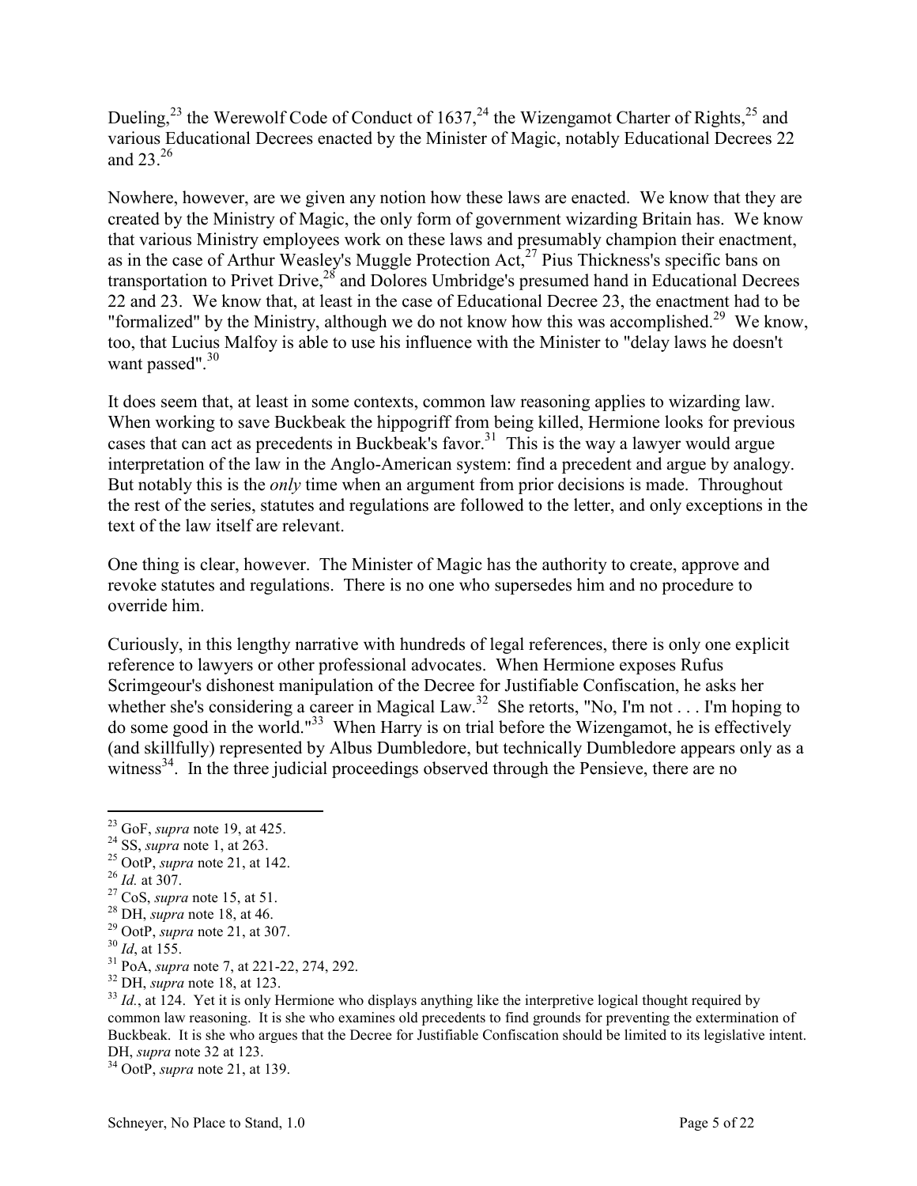Dueling,[23] the Werewolf Code of Conduct of 1637,[24] the Wizengamot Charter of Rights,[25] and various Educational Decrees enacted by the Minister of Magic, notably Educational Decrees 22 and 23.[26]

Nowhere, however, are we given any notion how these laws are enacted. We know that they are created by the Ministry of Magic, the only form of government wizarding Britain has. We know that various Ministry employees work on these laws and presumably champion their enactment, as in the case of Arthur Weasley's Muggle Protection Act,[27] Pius Thickness's specific bans on transportation to Privet Drive,[28] and Dolores Umbridge's presumed hand in Educational Decrees 22 and 23. We know that, at least in the case of Educational Decree 23, the enactment had to be "formalized" by the Ministry, although we do not know how this was accomplished.[29] We know, too, that Lucius Malfoy is able to use his influence with the Minister to "delay laws he doesn't want passed".[30]

It does seem that, at least in some contexts, common law reasoning applies to wizarding law. When working to save Buckbeak the hippogriff from being killed, Hermione looks for previous cases that can act as precedents in Buckbeak's favor.[31] This is the way a lawyer would argue interpretation of the law in the Anglo-American system: find a precedent and argue by analogy. But notably this is the *only* time when an argument from prior decisions is made. Throughout the rest of the series, statutes and regulations are followed to the letter, and only exceptions in the text of the law itself are relevant.

One thing is clear, however. The Minister of Magic has the authority to create, approve and revoke statutes and regulations. There is no one who supersedes him and no procedure to override him.

Curiously, in this lengthy narrative with hundreds of legal references, there is only one explicit reference to lawyers or other professional advocates. When Hermione exposes Rufus Scrimgeour's dishonest manipulation of the Decree for Justifiable Confiscation, he asks her whether she's considering a career in Magical Law.[32] She retorts, "No, I'm not . . . I'm hoping to do some good in the world."[33] When Harry is on trial before the Wizengamot, he is effectively (and skillfully) represented by Albus Dumbledore, but technically Dumbledore appears only as a witness[34]. In the three judicial proceedings observed through the Pensieve, there are no

---

[23] GoF, *supra* note 19, at 425.

[24] SS, *supra* note 1, at 263.

[25] OotP, *supra* note 21, at 142.

[26] *Id.* at 307.

[27] CoS, *supra* note 15, at 51.

[28] DH, *supra* note 18, at 46.

[29] OotP, *supra* note 21, at 307.

[30] *Id*, at 155.

[31] PoA, *supra* note 7, at 221-22, 274, 292.

[32] DH, *supra* note 18, at 123.

[33] *Id.*, at 124. Yet it is only Hermione who displays anything like the interpretive logical thought required by common law reasoning. It is she who examines old precedents to find grounds for preventing the extermination of Buckbeak. It is she who argues that the Decree for Justifiable Confiscation should be limited to its legislative intent. DH, *supra* note 32 at 123.

[34] OotP, *supra* note 21, at 139.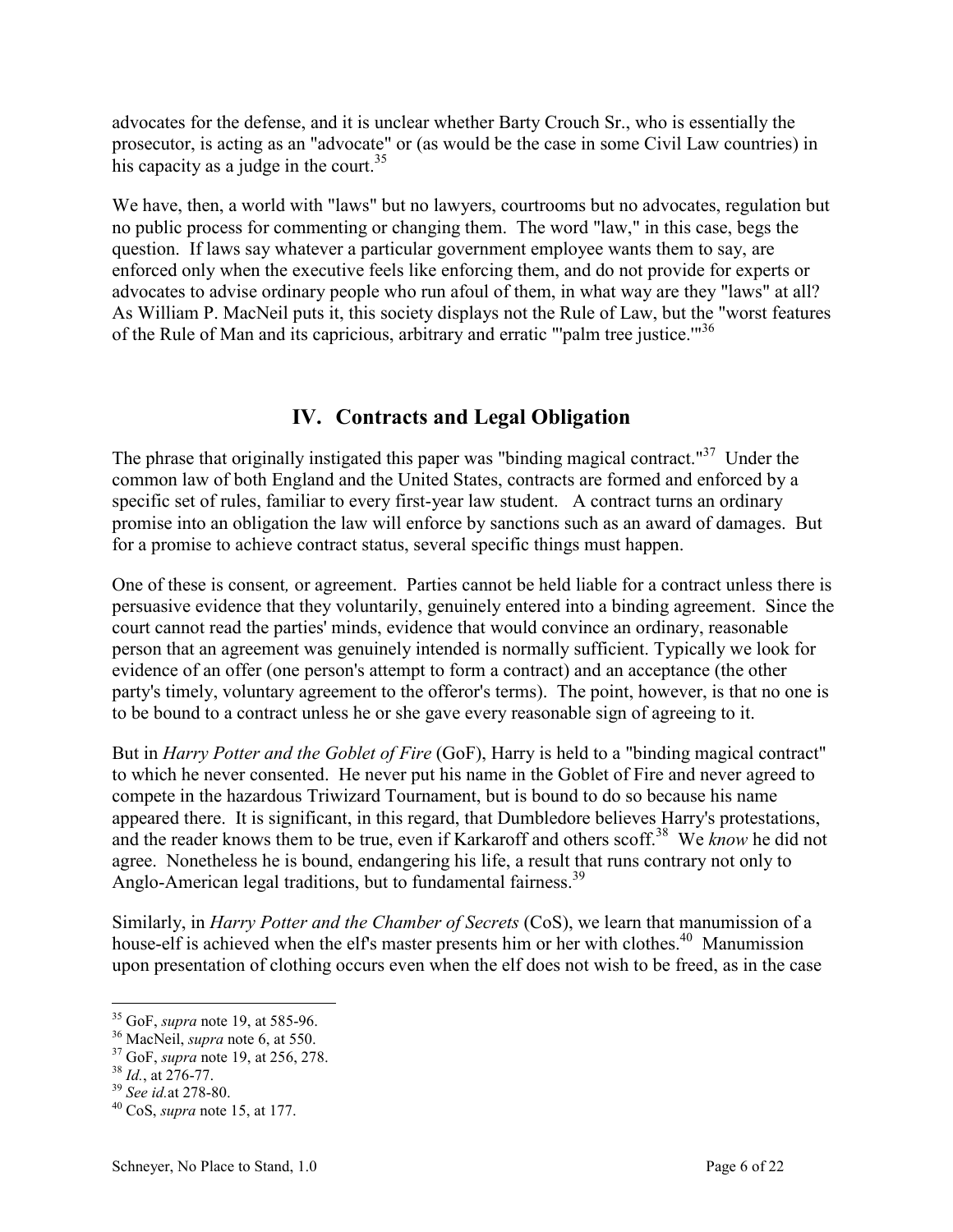advocates for the defense, and it is unclear whether Barty Crouch Sr., who is essentially the prosecutor, is acting as an "advocate" or (as would be the case in some Civil Law countries) in his capacity as a judge in the court.[35]

We have, then, a world with "laws" but no lawyers, courtrooms but no advocates, regulation but no public process for commenting or changing them. The word "law," in this case, begs the question. If laws say whatever a particular government employee wants them to say, are enforced only when the executive feels like enforcing them, and do not provide for experts or advocates to advise ordinary people who run afoul of them, in what way are they "laws" at all? As William P. MacNeil puts it, this society displays not the Rule of Law, but the "worst features of the Rule of Man and its capricious, arbitrary and erratic "'palm tree justice.'"[36]

## IV. Contracts and Legal Obligation

The phrase that originally instigated this paper was "binding magical contract."[37] Under the common law of both England and the United States, contracts are formed and enforced by a specific set of rules, familiar to every first-year law student. A contract turns an ordinary promise into an obligation the law will enforce by sanctions such as an award of damages. But for a promise to achieve contract status, several specific things must happen.

One of these is consent*,* or agreement. Parties cannot be held liable for a contract unless there is persuasive evidence that they voluntarily, genuinely entered into a binding agreement. Since the court cannot read the parties' minds, evidence that would convince an ordinary, reasonable person that an agreement was genuinely intended is normally sufficient. Typically we look for evidence of an offer (one person's attempt to form a contract) and an acceptance (the other party's timely, voluntary agreement to the offeror's terms). The point, however, is that no one is to be bound to a contract unless he or she gave every reasonable sign of agreeing to it.

But in *Harry Potter and the Goblet of Fire* (GoF), Harry is held to a "binding magical contract" to which he never consented. He never put his name in the Goblet of Fire and never agreed to compete in the hazardous Triwizard Tournament, but is bound to do so because his name appeared there. It is significant, in this regard, that Dumbledore believes Harry's protestations, and the reader knows them to be true, even if Karkaroff and others scoff.[38] We *know* he did not agree. Nonetheless he is bound, endangering his life, a result that runs contrary not only to Anglo-American legal traditions, but to fundamental fairness.[39]

Similarly, in *Harry Potter and the Chamber of Secrets* (CoS), we learn that manumission of a house-elf is achieved when the elf's master presents him or her with clothes.[40] Manumission upon presentation of clothing occurs even when the elf does not wish to be freed, as in the case

---

[35] GoF, *supra* note 19, at 585-96.

[36] MacNeil, *supra* note 6, at 550.

[37] GoF, *supra* note 19, at 256, 278.

[38] *Id.*, at 276-77.

[39] *See id.*at 278-80.

[40] CoS, *supra* note 15, at 177.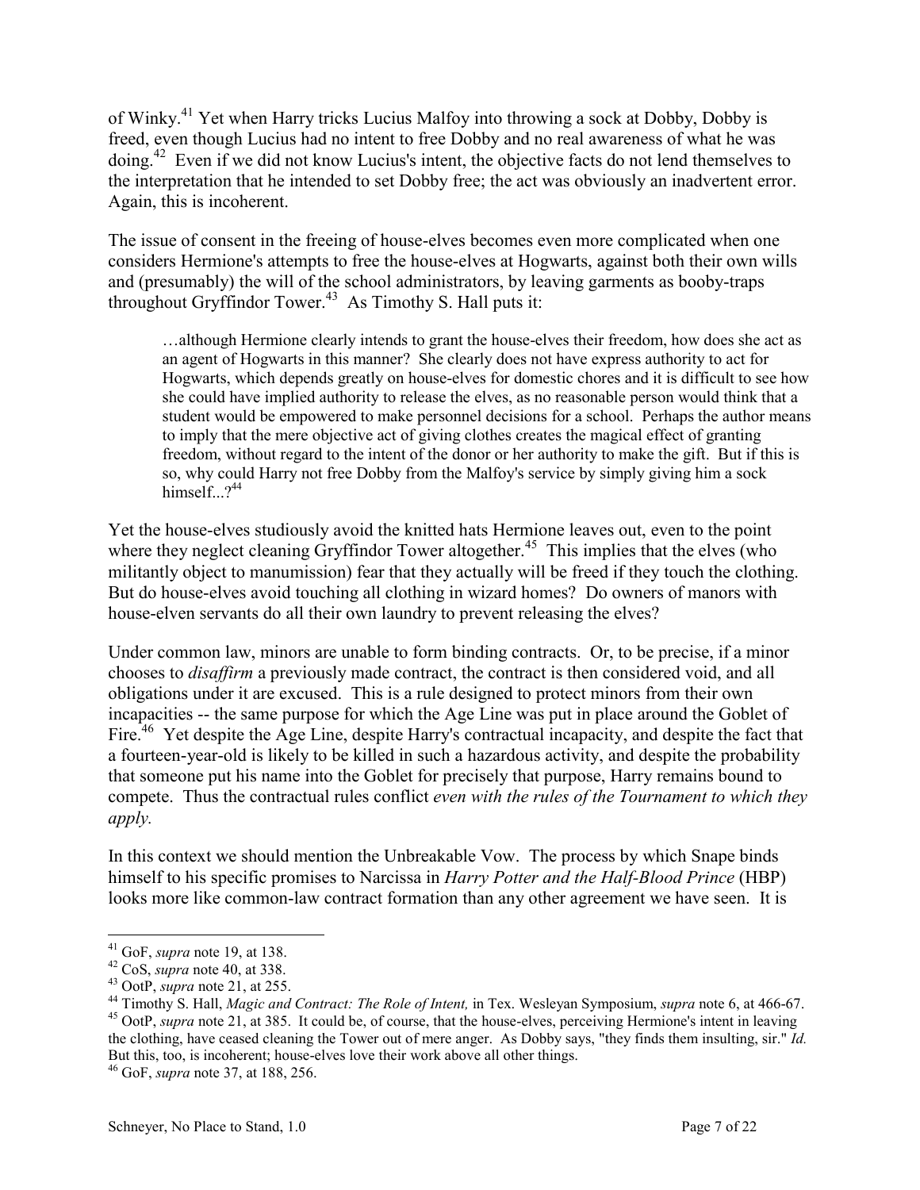of Winky.[41] Yet when Harry tricks Lucius Malfoy into throwing a sock at Dobby, Dobby is freed, even though Lucius had no intent to free Dobby and no real awareness of what he was doing.[42] Even if we did not know Lucius's intent, the objective facts do not lend themselves to the interpretation that he intended to set Dobby free; the act was obviously an inadvertent error. Again, this is incoherent.

The issue of consent in the freeing of house-elves becomes even more complicated when one considers Hermione's attempts to free the house-elves at Hogwarts, against both their own wills and (presumably) the will of the school administrators, by leaving garments as booby-traps throughout Gryffindor Tower.[43] As Timothy S. Hall puts it:

> …although Hermione clearly intends to grant the house-elves their freedom, how does she act as an agent of Hogwarts in this manner? She clearly does not have express authority to act for Hogwarts, which depends greatly on house-elves for domestic chores and it is difficult to see how she could have implied authority to release the elves, as no reasonable person would think that a student would be empowered to make personnel decisions for a school. Perhaps the author means to imply that the mere objective act of giving clothes creates the magical effect of granting freedom, without regard to the intent of the donor or her authority to make the gift. But if this is so, why could Harry not free Dobby from the Malfoy's service by simply giving him a sock himself...?[44]

Yet the house-elves studiously avoid the knitted hats Hermione leaves out, even to the point where they neglect cleaning Gryffindor Tower altogether.[45] This implies that the elves (who militantly object to manumission) fear that they actually will be freed if they touch the clothing. But do house-elves avoid touching all clothing in wizard homes? Do owners of manors with house-elven servants do all their own laundry to prevent releasing the elves?

Under common law, minors are unable to form binding contracts. Or, to be precise, if a minor chooses to *disaffirm* a previously made contract, the contract is then considered void, and all obligations under it are excused. This is a rule designed to protect minors from their own incapacities -- the same purpose for which the Age Line was put in place around the Goblet of Fire.[46] Yet despite the Age Line, despite Harry's contractual incapacity, and despite the fact that a fourteen-year-old is likely to be killed in such a hazardous activity, and despite the probability that someone put his name into the Goblet for precisely that purpose, Harry remains bound to compete. Thus the contractual rules conflict *even with the rules of the Tournament to which they apply.*

In this context we should mention the Unbreakable Vow. The process by which Snape binds himself to his specific promises to Narcissa in *Harry Potter and the Half-Blood Prince* (HBP) looks more like common-law contract formation than any other agreement we have seen. It is

---

[41] GoF, *supra* note 19, at 138.

[42] CoS, *supra* note 40, at 338.

[43] OotP, *supra* note 21, at 255.

[44] Timothy S. Hall, *Magic and Contract: The Role of Intent,* in Tex. Wesleyan Symposium, *supra* note 6, at 466-67.

[45] OotP, *supra* note 21, at 385. It could be, of course, that the house-elves, perceiving Hermione's intent in leaving the clothing, have ceased cleaning the Tower out of mere anger. As Dobby says, "they finds them insulting, sir." *Id.* But this, too, is incoherent; house-elves love their work above all other things.

[46] GoF, *supra* note 37, at 188, 256.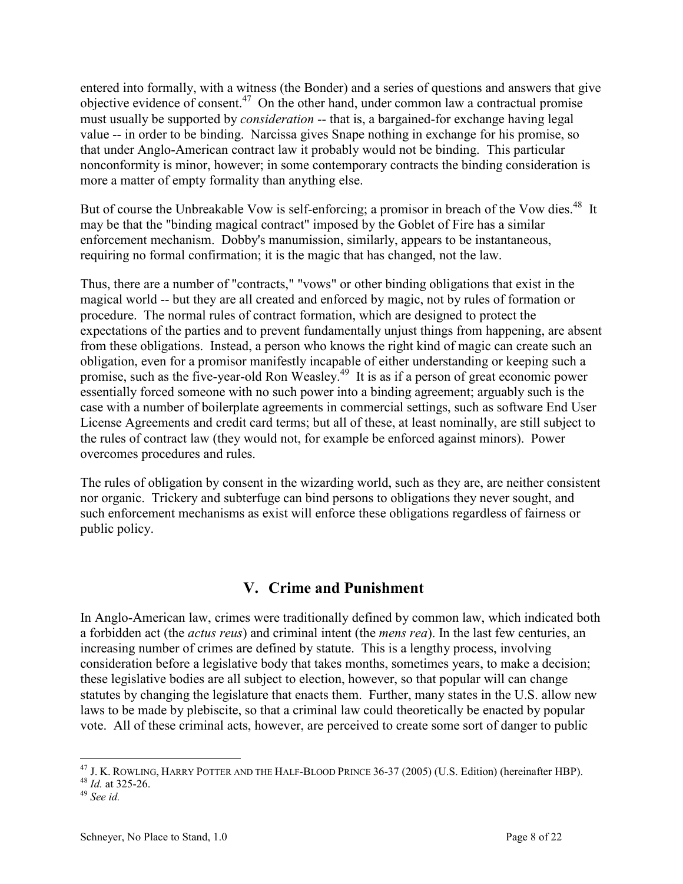entered into formally, with a witness (the Bonder) and a series of questions and answers that give objective evidence of consent.[47] On the other hand, under common law a contractual promise must usually be supported by *consideration* -- that is, a bargained-for exchange having legal value -- in order to be binding. Narcissa gives Snape nothing in exchange for his promise, so that under Anglo-American contract law it probably would not be binding. This particular nonconformity is minor, however; in some contemporary contracts the binding consideration is more a matter of empty formality than anything else.

But of course the Unbreakable Vow is self-enforcing; a promisor in breach of the Vow dies.[48] It may be that the "binding magical contract" imposed by the Goblet of Fire has a similar enforcement mechanism. Dobby's manumission, similarly, appears to be instantaneous, requiring no formal confirmation; it is the magic that has changed, not the law.

Thus, there are a number of "contracts," "vows" or other binding obligations that exist in the magical world -- but they are all created and enforced by magic, not by rules of formation or procedure. The normal rules of contract formation, which are designed to protect the expectations of the parties and to prevent fundamentally unjust things from happening, are absent from these obligations. Instead, a person who knows the right kind of magic can create such an obligation, even for a promisor manifestly incapable of either understanding or keeping such a promise, such as the five-year-old Ron Weasley.[49] It is as if a person of great economic power essentially forced someone with no such power into a binding agreement; arguably such is the case with a number of boilerplate agreements in commercial settings, such as software End User License Agreements and credit card terms; but all of these, at least nominally, are still subject to the rules of contract law (they would not, for example be enforced against minors). Power overcomes procedures and rules.

The rules of obligation by consent in the wizarding world, such as they are, are neither consistent nor organic. Trickery and subterfuge can bind persons to obligations they never sought, and such enforcement mechanisms as exist will enforce these obligations regardless of fairness or public policy.

## V. Crime and Punishment

In Anglo-American law, crimes were traditionally defined by common law, which indicated both a forbidden act (the *actus reus*) and criminal intent (the *mens rea*). In the last few centuries, an increasing number of crimes are defined by statute. This is a lengthy process, involving consideration before a legislative body that takes months, sometimes years, to make a decision; these legislative bodies are all subject to election, however, so that popular will can change statutes by changing the legislature that enacts them. Further, many states in the U.S. allow new laws to be made by plebiscite, so that a criminal law could theoretically be enacted by popular vote. All of these criminal acts, however, are perceived to create some sort of danger to public

---

[47] J. K. ROWLING, HARRY POTTER AND THE HALF-BLOOD PRINCE 36-37 (2005) (U.S. Edition) (hereinafter HBP).

[48] *Id.* at 325-26.

[49] *See id.*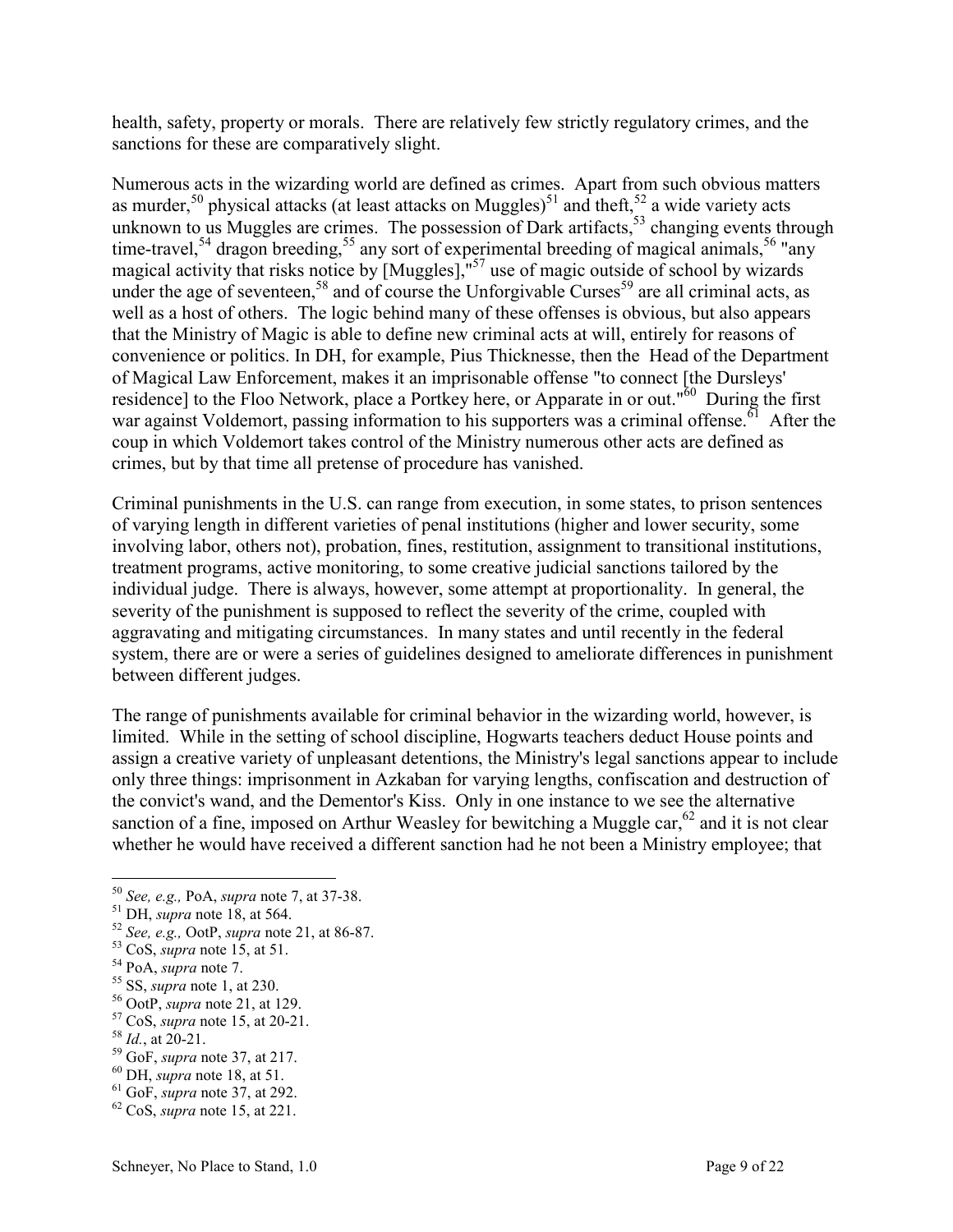health, safety, property or morals. There are relatively few strictly regulatory crimes, and the sanctions for these are comparatively slight.

Numerous acts in the wizarding world are defined as crimes. Apart from such obvious matters as murder,[50] physical attacks (at least attacks on Muggles)[51] and theft,[52] a wide variety acts unknown to us Muggles are crimes. The possession of Dark artifacts,[53] changing events through time-travel,[54] dragon breeding,[55] any sort of experimental breeding of magical animals,[56] "any magical activity that risks notice by [Muggles],"[57] use of magic outside of school by wizards under the age of seventeen,[58] and of course the Unforgivable Curses[59] are all criminal acts, as well as a host of others. The logic behind many of these offenses is obvious, but also appears that the Ministry of Magic is able to define new criminal acts at will, entirely for reasons of convenience or politics. In DH, for example, Pius Thicknesse, then the Head of the Department of Magical Law Enforcement, makes it an imprisonable offense "to connect [the Dursleys' residence] to the Floo Network, place a Portkey here, or Apparate in or out."[60] During the first war against Voldemort, passing information to his supporters was a criminal offense.[61] After the coup in which Voldemort takes control of the Ministry numerous other acts are defined as crimes, but by that time all pretense of procedure has vanished.

Criminal punishments in the U.S. can range from execution, in some states, to prison sentences of varying length in different varieties of penal institutions (higher and lower security, some involving labor, others not), probation, fines, restitution, assignment to transitional institutions, treatment programs, active monitoring, to some creative judicial sanctions tailored by the individual judge. There is always, however, some attempt at proportionality. In general, the severity of the punishment is supposed to reflect the severity of the crime, coupled with aggravating and mitigating circumstances. In many states and until recently in the federal system, there are or were a series of guidelines designed to ameliorate differences in punishment between different judges.

The range of punishments available for criminal behavior in the wizarding world, however, is limited. While in the setting of school discipline, Hogwarts teachers deduct House points and assign a creative variety of unpleasant detentions, the Ministry's legal sanctions appear to include only three things: imprisonment in Azkaban for varying lengths, confiscation and destruction of the convict's wand, and the Dementor's Kiss. Only in one instance to we see the alternative sanction of a fine, imposed on Arthur Weasley for bewitching a Muggle car,[62] and it is not clear whether he would have received a different sanction had he not been a Ministry employee; that

---

[50] *See, e.g.,* PoA, *supra* note 7, at 37-38.

[51] DH, *supra* note 18, at 564.

[52] *See, e.g.,* OotP, *supra* note 21, at 86-87.

[53] CoS, *supra* note 15, at 51.

[54] PoA, *supra* note 7.

[55] SS, *supra* note 1, at 230.

[56] OotP, *supra* note 21, at 129.

[57] CoS, *supra* note 15, at 20-21.

[58] *Id.*, at 20-21.

[59] GoF, *supra* note 37, at 217.

[60] DH, *supra* note 18, at 51.

[61] GoF, *supra* note 37, at 292.

[62] CoS, *supra* note 15, at 221.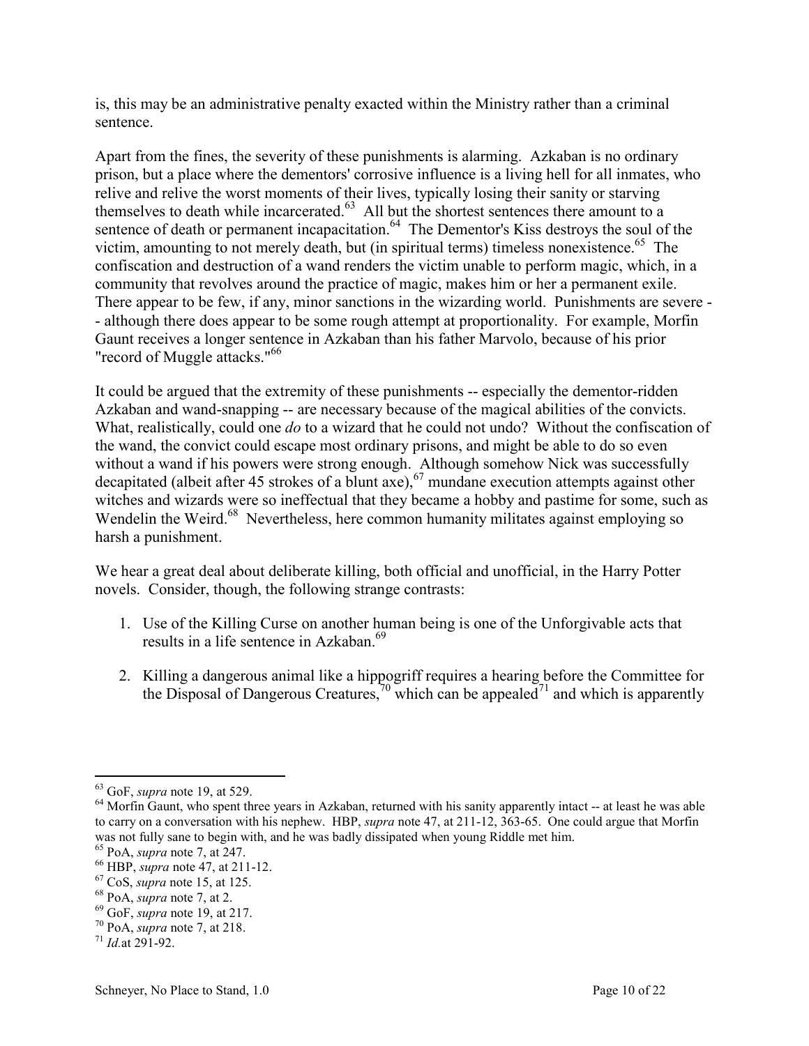is, this may be an administrative penalty exacted within the Ministry rather than a criminal sentence.

Apart from the fines, the severity of these punishments is alarming. Azkaban is no ordinary prison, but a place where the dementors' corrosive influence is a living hell for all inmates, who relive and relive the worst moments of their lives, typically losing their sanity or starving themselves to death while incarcerated.[63] All but the shortest sentences there amount to a sentence of death or permanent incapacitation.[64] The Dementor's Kiss destroys the soul of the victim, amounting to not merely death, but (in spiritual terms) timeless nonexistence.[65] The confiscation and destruction of a wand renders the victim unable to perform magic, which, in a community that revolves around the practice of magic, makes him or her a permanent exile. There appear to be few, if any, minor sanctions in the wizarding world. Punishments are severe -- although there does appear to be some rough attempt at proportionality. For example, Morfin Gaunt receives a longer sentence in Azkaban than his father Marvolo, because of his prior "record of Muggle attacks."[66]

It could be argued that the extremity of these punishments -- especially the dementor-ridden Azkaban and wand-snapping -- are necessary because of the magical abilities of the convicts. What, realistically, could one *do* to a wizard that he could not undo? Without the confiscation of the wand, the convict could escape most ordinary prisons, and might be able to do so even without a wand if his powers were strong enough. Although somehow Nick was successfully decapitated (albeit after 45 strokes of a blunt axe),[67] mundane execution attempts against other witches and wizards were so ineffectual that they became a hobby and pastime for some, such as Wendelin the Weird.[68] Nevertheless, here common humanity militates against employing so harsh a punishment.

We hear a great deal about deliberate killing, both official and unofficial, in the Harry Potter novels. Consider, though, the following strange contrasts:

1. Use of the Killing Curse on another human being is one of the Unforgivable acts that results in a life sentence in Azkaban.[69]

2. Killing a dangerous animal like a hippogriff requires a hearing before the Committee for the Disposal of Dangerous Creatures,[70] which can be appealed[71] and which is apparently

---

[63] GoF, *supra* note 19, at 529.

[64] Morfin Gaunt, who spent three years in Azkaban, returned with his sanity apparently intact -- at least he was able to carry on a conversation with his nephew. HBP, *supra* note 47, at 211-12, 363-65. One could argue that Morfin was not fully sane to begin with, and he was badly dissipated when young Riddle met him.

[65] PoA, *supra* note 7, at 247.

[66] HBP, *supra* note 47, at 211-12.

[67] CoS, *supra* note 15, at 125.

[68] PoA, *supra* note 7, at 2.

[69] GoF, *supra* note 19, at 217.

[70] PoA, *supra* note 7, at 218.

[71] *Id.* at 291-92.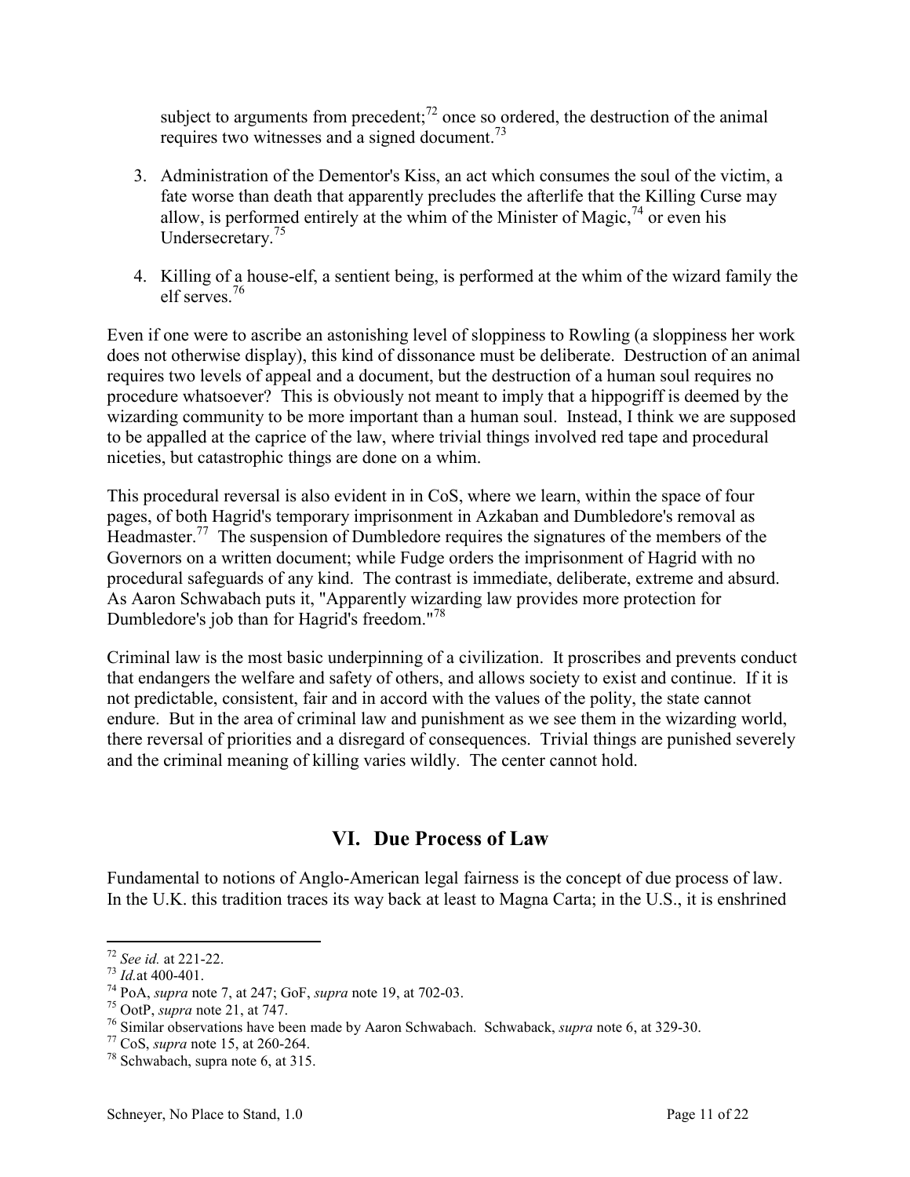subject to arguments from precedent;[72] once so ordered, the destruction of the animal requires two witnesses and a signed document.[73]

3. Administration of the Dementor's Kiss, an act which consumes the soul of the victim, a fate worse than death that apparently precludes the afterlife that the Killing Curse may allow, is performed entirely at the whim of the Minister of Magic,[74] or even his Undersecretary.[75]

4. Killing of a house-elf, a sentient being, is performed at the whim of the wizard family the elf serves.[76]

Even if one were to ascribe an astonishing level of sloppiness to Rowling (a sloppiness her work does not otherwise display), this kind of dissonance must be deliberate. Destruction of an animal requires two levels of appeal and a document, but the destruction of a human soul requires no procedure whatsoever? This is obviously not meant to imply that a hippogriff is deemed by the wizarding community to be more important than a human soul. Instead, I think we are supposed to be appalled at the caprice of the law, where trivial things involved red tape and procedural niceties, but catastrophic things are done on a whim.

This procedural reversal is also evident in in CoS, where we learn, within the space of four pages, of both Hagrid's temporary imprisonment in Azkaban and Dumbledore's removal as Headmaster.[77] The suspension of Dumbledore requires the signatures of the members of the Governors on a written document; while Fudge orders the imprisonment of Hagrid with no procedural safeguards of any kind. The contrast is immediate, deliberate, extreme and absurd. As Aaron Schwabach puts it, "Apparently wizarding law provides more protection for Dumbledore's job than for Hagrid's freedom."[78]

Criminal law is the most basic underpinning of a civilization. It proscribes and prevents conduct that endangers the welfare and safety of others, and allows society to exist and continue. If it is not predictable, consistent, fair and in accord with the values of the polity, the state cannot endure. But in the area of criminal law and punishment as we see them in the wizarding world, there reversal of priorities and a disregard of consequences. Trivial things are punished severely and the criminal meaning of killing varies wildly. The center cannot hold.

## VI. Due Process of Law

Fundamental to notions of Anglo-American legal fairness is the concept of due process of law. In the U.K. this tradition traces its way back at least to Magna Carta; in the U.S., it is enshrined

---

[72] *See id.* at 221-22.
[73] *Id.*at 400-401.
[74] PoA, *supra* note 7, at 247; GoF, *supra* note 19, at 702-03.
[75] OotP, *supra* note 21, at 747.
[76] Similar observations have been made by Aaron Schwabach. Schwaback, *supra* note 6, at 329-30.
[77] CoS, *supra* note 15, at 260-264.
[78] Schwabach, supra note 6, at 315.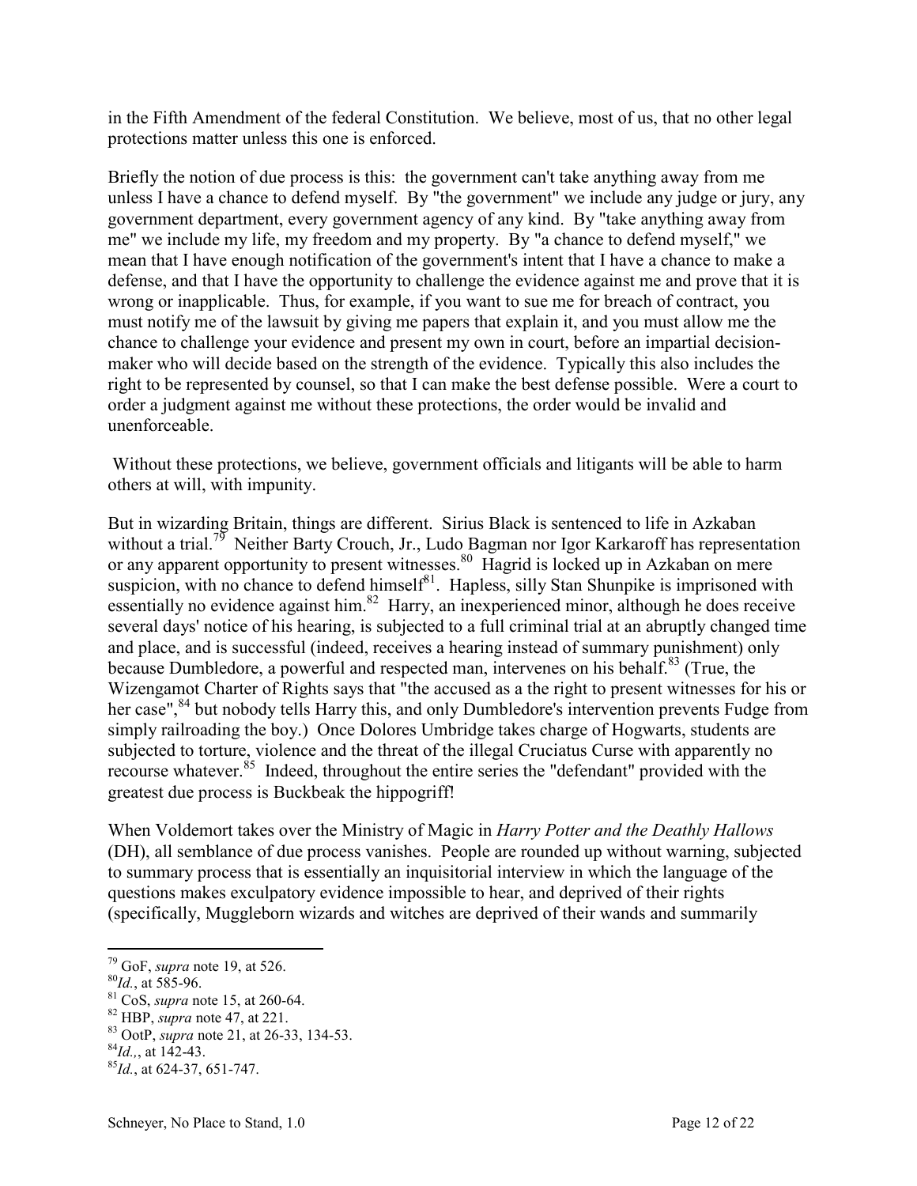in the Fifth Amendment of the federal Constitution. We believe, most of us, that no other legal protections matter unless this one is enforced.

Briefly the notion of due process is this: the government can't take anything away from me unless I have a chance to defend myself. By "the government" we include any judge or jury, any government department, every government agency of any kind. By "take anything away from me" we include my life, my freedom and my property. By "a chance to defend myself," we mean that I have enough notification of the government's intent that I have a chance to make a defense, and that I have the opportunity to challenge the evidence against me and prove that it is wrong or inapplicable. Thus, for example, if you want to sue me for breach of contract, you must notify me of the lawsuit by giving me papers that explain it, and you must allow me the chance to challenge your evidence and present my own in court, before an impartial decision-maker who will decide based on the strength of the evidence. Typically this also includes the right to be represented by counsel, so that I can make the best defense possible. Were a court to order a judgment against me without these protections, the order would be invalid and unenforceable.

Without these protections, we believe, government officials and litigants will be able to harm others at will, with impunity.

But in wizarding Britain, things are different. Sirius Black is sentenced to life in Azkaban without a trial.[79] Neither Barty Crouch, Jr., Ludo Bagman nor Igor Karkaroff has representation or any apparent opportunity to present witnesses.[80] Hagrid is locked up in Azkaban on mere suspicion, with no chance to defend himself[81]. Hapless, silly Stan Shunpike is imprisoned with essentially no evidence against him.[82] Harry, an inexperienced minor, although he does receive several days' notice of his hearing, is subjected to a full criminal trial at an abruptly changed time and place, and is successful (indeed, receives a hearing instead of summary punishment) only because Dumbledore, a powerful and respected man, intervenes on his behalf.[83] (True, the Wizengamot Charter of Rights says that "the accused as a the right to present witnesses for his or her case",[84] but nobody tells Harry this, and only Dumbledore's intervention prevents Fudge from simply railroading the boy.) Once Dolores Umbridge takes charge of Hogwarts, students are subjected to torture, violence and the threat of the illegal Cruciatus Curse with apparently no recourse whatever.[85] Indeed, throughout the entire series the "defendant" provided with the greatest due process is Buckbeak the hippogriff!

When Voldemort takes over the Ministry of Magic in *Harry Potter and the Deathly Hallows* (DH), all semblance of due process vanishes. People are rounded up without warning, subjected to summary process that is essentially an inquisitorial interview in which the language of the questions makes exculpatory evidence impossible to hear, and deprived of their rights (specifically, Muggleborn wizards and witches are deprived of their wands and summarily

---

[79] GoF, *supra* note 19, at 526.

[80] *Id.*, at 585-96.

[81] CoS, *supra* note 15, at 260-64.

[82] HBP, *supra* note 47, at 221.

[83] OotP, *supra* note 21, at 26-33, 134-53.

[84] *Id.,*, at 142-43.

[85] *Id.*, at 624-37, 651-747.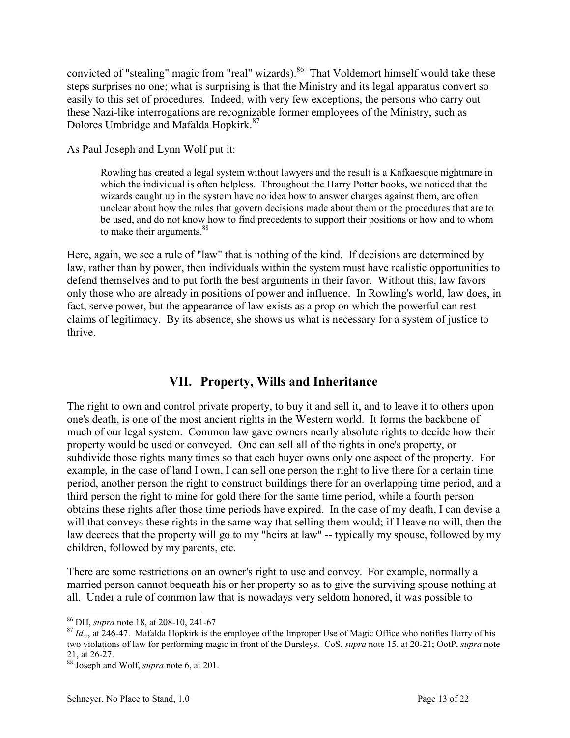convicted of "stealing" magic from "real" wizards).[86] That Voldemort himself would take these steps surprises no one; what is surprising is that the Ministry and its legal apparatus convert so easily to this set of procedures. Indeed, with very few exceptions, the persons who carry out these Nazi-like interrogations are recognizable former employees of the Ministry, such as Dolores Umbridge and Mafalda Hopkirk.[87]

As Paul Joseph and Lynn Wolf put it:

> Rowling has created a legal system without lawyers and the result is a Kafkaesque nightmare in which the individual is often helpless. Throughout the Harry Potter books, we noticed that the wizards caught up in the system have no idea how to answer charges against them, are often unclear about how the rules that govern decisions made about them or the procedures that are to be used, and do not know how to find precedents to support their positions or how and to whom to make their arguments.[88]

Here, again, we see a rule of "law" that is nothing of the kind. If decisions are determined by law, rather than by power, then individuals within the system must have realistic opportunities to defend themselves and to put forth the best arguments in their favor. Without this, law favors only those who are already in positions of power and influence. In Rowling's world, law does, in fact, serve power, but the appearance of law exists as a prop on which the powerful can rest claims of legitimacy. By its absence, she shows us what is necessary for a system of justice to thrive.

## VII. Property, Wills and Inheritance

The right to own and control private property, to buy it and sell it, and to leave it to others upon one's death, is one of the most ancient rights in the Western world. It forms the backbone of much of our legal system. Common law gave owners nearly absolute rights to decide how their property would be used or conveyed. One can sell all of the rights in one's property, or subdivide those rights many times so that each buyer owns only one aspect of the property. For example, in the case of land I own, I can sell one person the right to live there for a certain time period, another person the right to construct buildings there for an overlapping time period, and a third person the right to mine for gold there for the same time period, while a fourth person obtains these rights after those time periods have expired. In the case of my death, I can devise a will that conveys these rights in the same way that selling them would; if I leave no will, then the law decrees that the property will go to my "heirs at law" -- typically my spouse, followed by my children, followed by my parents, etc.

There are some restrictions on an owner's right to use and convey. For example, normally a married person cannot bequeath his or her property so as to give the surviving spouse nothing at all. Under a rule of common law that is nowadays very seldom honored, it was possible to

---

[86] DH, *supra* note 18, at 208-10, 241-67

[87] *Id.,*, at 246-47. Mafalda Hopkirk is the employee of the Improper Use of Magic Office who notifies Harry of his two violations of law for performing magic in front of the Dursleys. CoS, *supra* note 15, at 20-21; OotP, *supra* note 21, at 26-27.

[88] Joseph and Wolf, *supra* note 6, at 201.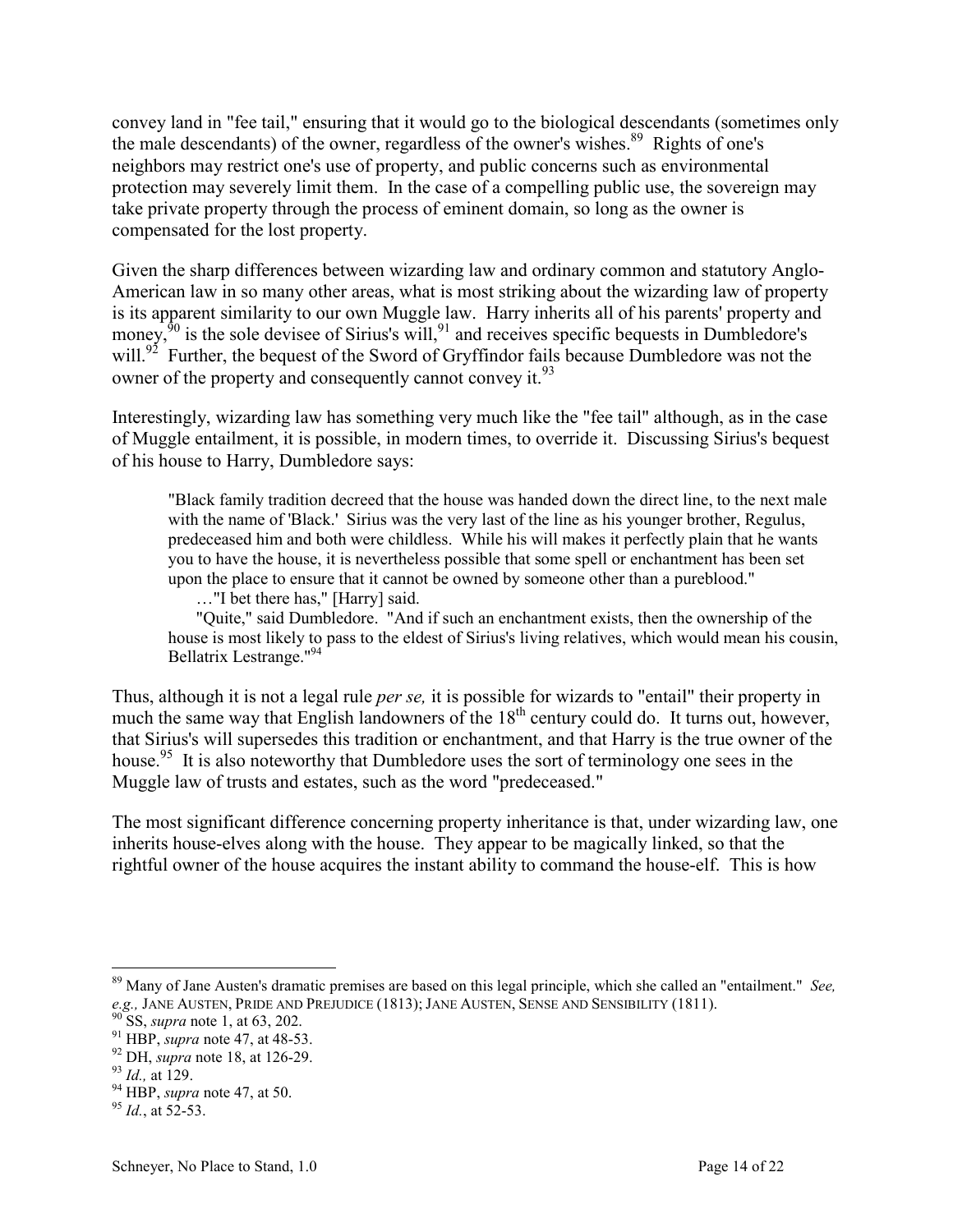convey land in "fee tail," ensuring that it would go to the biological descendants (sometimes only the male descendants) of the owner, regardless of the owner's wishes.[89] Rights of one's neighbors may restrict one's use of property, and public concerns such as environmental protection may severely limit them. In the case of a compelling public use, the sovereign may take private property through the process of eminent domain, so long as the owner is compensated for the lost property.

Given the sharp differences between wizarding law and ordinary common and statutory Anglo-American law in so many other areas, what is most striking about the wizarding law of property is its apparent similarity to our own Muggle law. Harry inherits all of his parents' property and money,[90] is the sole devisee of Sirius's will,[91] and receives specific bequests in Dumbledore's will.[92] Further, the bequest of the Sword of Gryffindor fails because Dumbledore was not the owner of the property and consequently cannot convey it.[93]

Interestingly, wizarding law has something very much like the "fee tail" although, as in the case of Muggle entailment, it is possible, in modern times, to override it. Discussing Sirius's bequest of his house to Harry, Dumbledore says:

> "Black family tradition decreed that the house was handed down the direct line, to the next male with the name of 'Black.' Sirius was the very last of the line as his younger brother, Regulus, predeceased him and both were childless. While his will makes it perfectly plain that he wants you to have the house, it is nevertheless possible that some spell or enchantment has been set upon the place to ensure that it cannot be owned by someone other than a pureblood."
>
> …"I bet there has," [Harry] said.
>
> "Quite," said Dumbledore. "And if such an enchantment exists, then the ownership of the house is most likely to pass to the eldest of Sirius's living relatives, which would mean his cousin, Bellatrix Lestrange."[94]

Thus, although it is not a legal rule *per se,* it is possible for wizards to "entail" their property in much the same way that English landowners of the 18th century could do. It turns out, however, that Sirius's will supersedes this tradition or enchantment, and that Harry is the true owner of the house.[95] It is also noteworthy that Dumbledore uses the sort of terminology one sees in the Muggle law of trusts and estates, such as the word "predeceased."

The most significant difference concerning property inheritance is that, under wizarding law, one inherits house-elves along with the house. They appear to be magically linked, so that the rightful owner of the house acquires the instant ability to command the house-elf. This is how

---

[89] Many of Jane Austen's dramatic premises are based on this legal principle, which she called an "entailment." *See, e.g.,* JANE AUSTEN, PRIDE AND PREJUDICE (1813); JANE AUSTEN, SENSE AND SENSIBILITY (1811).

[90] SS, *supra* note 1, at 63, 202.

[91] HBP, *supra* note 47, at 48-53.

[92] DH, *supra* note 18, at 126-29.

[93] *Id.,* at 129.

[94] HBP, *supra* note 47, at 50.

[95] *Id.*, at 52-53.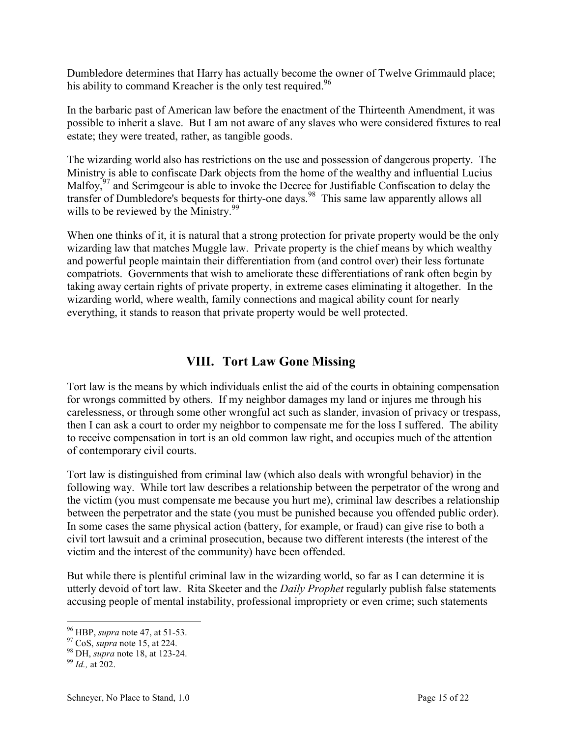Dumbledore determines that Harry has actually become the owner of Twelve Grimmauld place; his ability to command Kreacher is the only test required.[96]

In the barbaric past of American law before the enactment of the Thirteenth Amendment, it was possible to inherit a slave. But I am not aware of any slaves who were considered fixtures to real estate; they were treated, rather, as tangible goods.

The wizarding world also has restrictions on the use and possession of dangerous property. The Ministry is able to confiscate Dark objects from the home of the wealthy and influential Lucius Malfoy,[97] and Scrimgeour is able to invoke the Decree for Justifiable Confiscation to delay the transfer of Dumbledore's bequests for thirty-one days.[98] This same law apparently allows all wills to be reviewed by the Ministry.[99]

When one thinks of it, it is natural that a strong protection for private property would be the only wizarding law that matches Muggle law. Private property is the chief means by which wealthy and powerful people maintain their differentiation from (and control over) their less fortunate compatriots. Governments that wish to ameliorate these differentiations of rank often begin by taking away certain rights of private property, in extreme cases eliminating it altogether. In the wizarding world, where wealth, family connections and magical ability count for nearly everything, it stands to reason that private property would be well protected.

## VIII. Tort Law Gone Missing

Tort law is the means by which individuals enlist the aid of the courts in obtaining compensation for wrongs committed by others. If my neighbor damages my land or injures me through his carelessness, or through some other wrongful act such as slander, invasion of privacy or trespass, then I can ask a court to order my neighbor to compensate me for the loss I suffered. The ability to receive compensation in tort is an old common law right, and occupies much of the attention of contemporary civil courts.

Tort law is distinguished from criminal law (which also deals with wrongful behavior) in the following way. While tort law describes a relationship between the perpetrator of the wrong and the victim (you must compensate me because you hurt me), criminal law describes a relationship between the perpetrator and the state (you must be punished because you offended public order). In some cases the same physical action (battery, for example, or fraud) can give rise to both a civil tort lawsuit and a criminal prosecution, because two different interests (the interest of the victim and the interest of the community) have been offended.

But while there is plentiful criminal law in the wizarding world, so far as I can determine it is utterly devoid of tort law. Rita Skeeter and the *Daily Prophet* regularly publish false statements accusing people of mental instability, professional impropriety or even crime; such statements

---

[96] HBP, *supra* note 47, at 51-53.
[97] CoS, *supra* note 15, at 224.
[98] DH, *supra* note 18, at 123-24.
[99] *Id.,* at 202.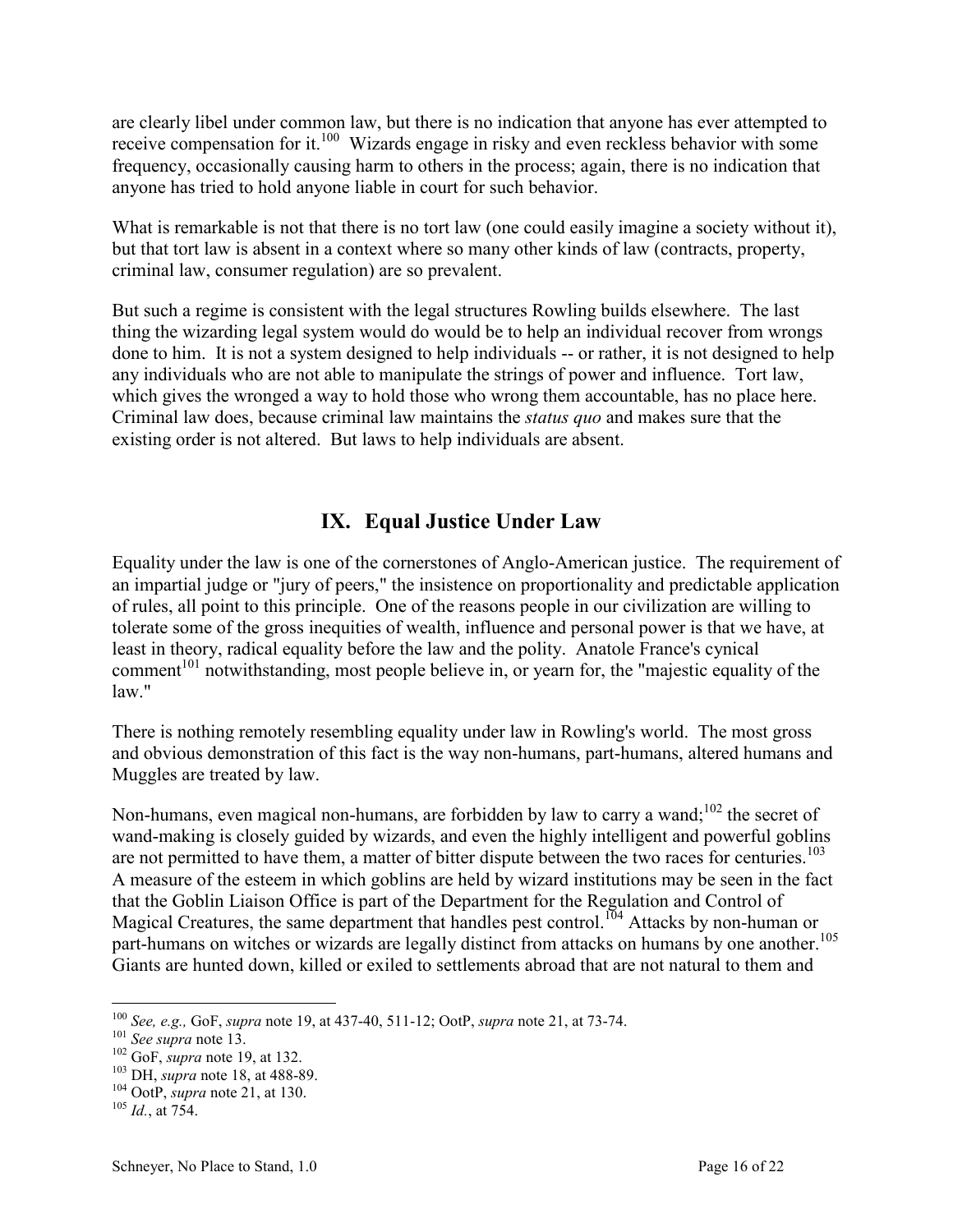are clearly libel under common law, but there is no indication that anyone has ever attempted to receive compensation for it.[100] Wizards engage in risky and even reckless behavior with some frequency, occasionally causing harm to others in the process; again, there is no indication that anyone has tried to hold anyone liable in court for such behavior.

What is remarkable is not that there is no tort law (one could easily imagine a society without it), but that tort law is absent in a context where so many other kinds of law (contracts, property, criminal law, consumer regulation) are so prevalent.

But such a regime is consistent with the legal structures Rowling builds elsewhere. The last thing the wizarding legal system would do would be to help an individual recover from wrongs done to him. It is not a system designed to help individuals -- or rather, it is not designed to help any individuals who are not able to manipulate the strings of power and influence. Tort law, which gives the wronged a way to hold those who wrong them accountable, has no place here. Criminal law does, because criminal law maintains the *status quo* and makes sure that the existing order is not altered. But laws to help individuals are absent.

## IX. Equal Justice Under Law

Equality under the law is one of the cornerstones of Anglo-American justice. The requirement of an impartial judge or "jury of peers," the insistence on proportionality and predictable application of rules, all point to this principle. One of the reasons people in our civilization are willing to tolerate some of the gross inequities of wealth, influence and personal power is that we have, at least in theory, radical equality before the law and the polity. Anatole France's cynical comment[101] notwithstanding, most people believe in, or yearn for, the "majestic equality of the law."

There is nothing remotely resembling equality under law in Rowling's world. The most gross and obvious demonstration of this fact is the way non-humans, part-humans, altered humans and Muggles are treated by law.

Non-humans, even magical non-humans, are forbidden by law to carry a wand;[102] the secret of wand-making is closely guided by wizards, and even the highly intelligent and powerful goblins are not permitted to have them, a matter of bitter dispute between the two races for centuries.[103] A measure of the esteem in which goblins are held by wizard institutions may be seen in the fact that the Goblin Liaison Office is part of the Department for the Regulation and Control of Magical Creatures, the same department that handles pest control.[104] Attacks by non-human or part-humans on witches or wizards are legally distinct from attacks on humans by one another.[105] Giants are hunted down, killed or exiled to settlements abroad that are not natural to them and

---

[100] *See, e.g.,* GoF, *supra* note 19, at 437-40, 511-12; OotP, *supra* note 21, at 73-74.

[101] *See supra* note 13.

[102] GoF, *supra* note 19, at 132.

[103] DH, *supra* note 18, at 488-89.

[104] OotP, *supra* note 21, at 130.

[105] *Id.*, at 754.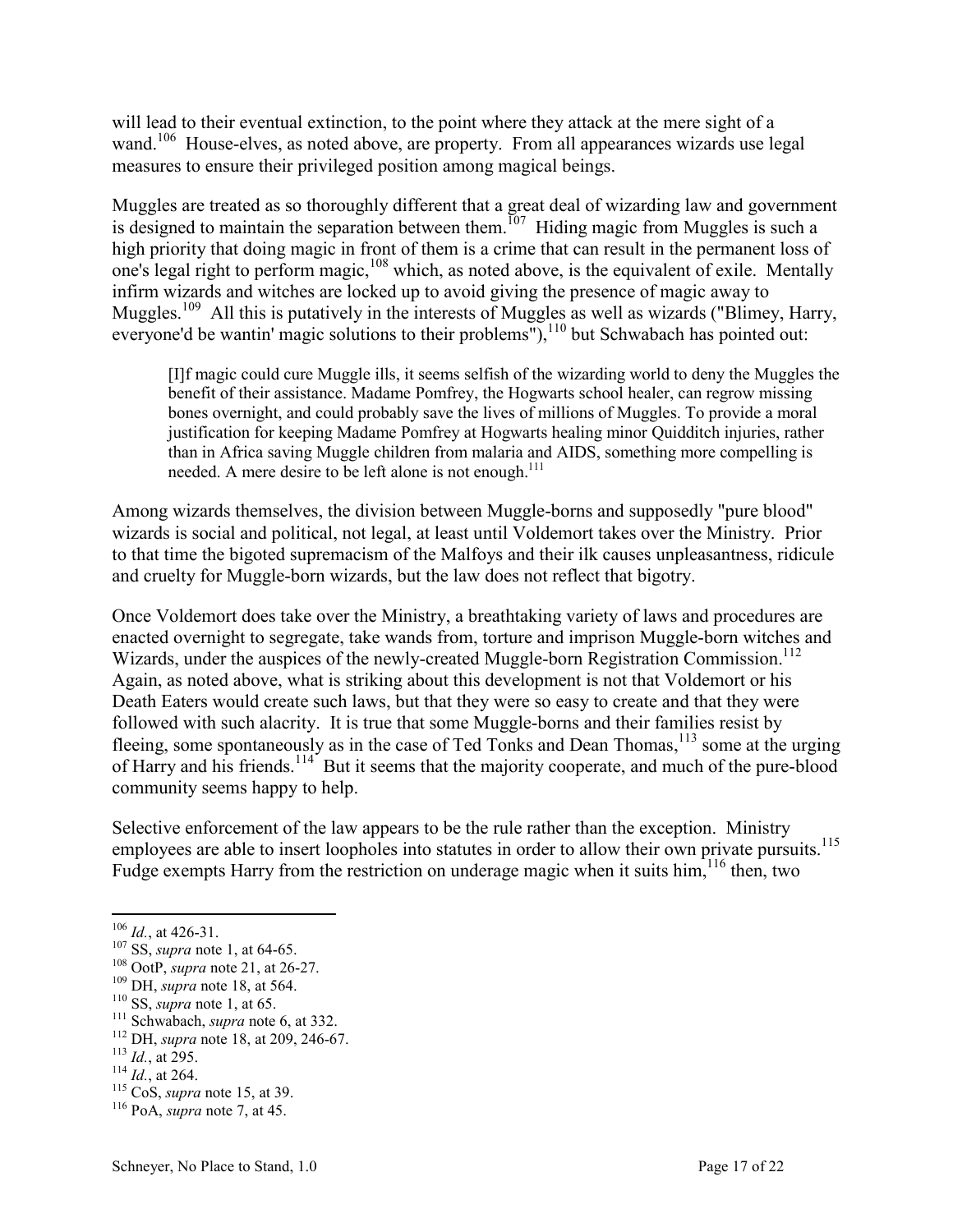will lead to their eventual extinction, to the point where they attack at the mere sight of a wand.[106] House-elves, as noted above, are property. From all appearances wizards use legal measures to ensure their privileged position among magical beings.

Muggles are treated as so thoroughly different that a great deal of wizarding law and government is designed to maintain the separation between them.[107] Hiding magic from Muggles is such a high priority that doing magic in front of them is a crime that can result in the permanent loss of one's legal right to perform magic,[108] which, as noted above, is the equivalent of exile. Mentally infirm wizards and witches are locked up to avoid giving the presence of magic away to Muggles.[109] All this is putatively in the interests of Muggles as well as wizards ("Blimey, Harry, everyone'd be wantin' magic solutions to their problems"),[110] but Schwabach has pointed out:

> [I]f magic could cure Muggle ills, it seems selfish of the wizarding world to deny the Muggles the benefit of their assistance. Madame Pomfrey, the Hogwarts school healer, can regrow missing bones overnight, and could probably save the lives of millions of Muggles. To provide a moral justification for keeping Madame Pomfrey at Hogwarts healing minor Quidditch injuries, rather than in Africa saving Muggle children from malaria and AIDS, something more compelling is needed. A mere desire to be left alone is not enough.[111]

Among wizards themselves, the division between Muggle-borns and supposedly "pure blood" wizards is social and political, not legal, at least until Voldemort takes over the Ministry. Prior to that time the bigoted supremacism of the Malfoys and their ilk causes unpleasantness, ridicule and cruelty for Muggle-born wizards, but the law does not reflect that bigotry.

Once Voldemort does take over the Ministry, a breathtaking variety of laws and procedures are enacted overnight to segregate, take wands from, torture and imprison Muggle-born witches and Wizards, under the auspices of the newly-created Muggle-born Registration Commission.[112] Again, as noted above, what is striking about this development is not that Voldemort or his Death Eaters would create such laws, but that they were so easy to create and that they were followed with such alacrity. It is true that some Muggle-borns and their families resist by fleeing, some spontaneously as in the case of Ted Tonks and Dean Thomas,[113] some at the urging of Harry and his friends.[114] But it seems that the majority cooperate, and much of the pure-blood community seems happy to help.

Selective enforcement of the law appears to be the rule rather than the exception. Ministry employees are able to insert loopholes into statutes in order to allow their own private pursuits.[115] Fudge exempts Harry from the restriction on underage magic when it suits him,[116] then, two

---

[106] *Id.*, at 426-31.
[107] SS, *supra* note 1, at 64-65.
[108] OotP, *supra* note 21, at 26-27.
[109] DH, *supra* note 18, at 564.
[110] SS, *supra* note 1, at 65.
[111] Schwabach, *supra* note 6, at 332.
[112] DH, *supra* note 18, at 209, 246-67.
[113] *Id.*, at 295.
[114] *Id.*, at 264.
[115] CoS, *supra* note 15, at 39.
[116] PoA, *supra* note 7, at 45.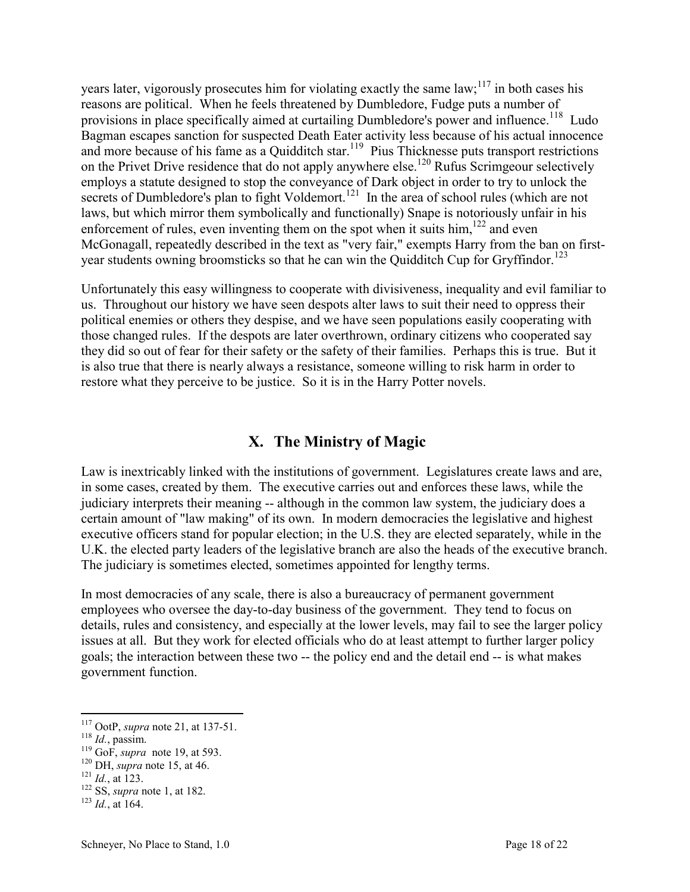years later, vigorously prosecutes him for violating exactly the same law;[117] in both cases his reasons are political. When he feels threatened by Dumbledore, Fudge puts a number of provisions in place specifically aimed at curtailing Dumbledore's power and influence.[118] Ludo Bagman escapes sanction for suspected Death Eater activity less because of his actual innocence and more because of his fame as a Quidditch star.[119] Pius Thicknesse puts transport restrictions on the Privet Drive residence that do not apply anywhere else.[120] Rufus Scrimgeour selectively employs a statute designed to stop the conveyance of Dark object in order to try to unlock the secrets of Dumbledore's plan to fight Voldemort.[121] In the area of school rules (which are not laws, but which mirror them symbolically and functionally) Snape is notoriously unfair in his enforcement of rules, even inventing them on the spot when it suits him,[122] and even McGonagall, repeatedly described in the text as "very fair," exempts Harry from the ban on first-year students owning broomsticks so that he can win the Quidditch Cup for Gryffindor.[123]

Unfortunately this easy willingness to cooperate with divisiveness, inequality and evil familiar to us. Throughout our history we have seen despots alter laws to suit their need to oppress their political enemies or others they despise, and we have seen populations easily cooperating with those changed rules. If the despots are later overthrown, ordinary citizens who cooperated say they did so out of fear for their safety or the safety of their families. Perhaps this is true. But it is also true that there is nearly always a resistance, someone willing to risk harm in order to restore what they perceive to be justice. So it is in the Harry Potter novels.

## X. The Ministry of Magic

Law is inextricably linked with the institutions of government. Legislatures create laws and are, in some cases, created by them. The executive carries out and enforces these laws, while the judiciary interprets their meaning -- although in the common law system, the judiciary does a certain amount of "law making" of its own. In modern democracies the legislative and highest executive officers stand for popular election; in the U.S. they are elected separately, while in the U.K. the elected party leaders of the legislative branch are also the heads of the executive branch. The judiciary is sometimes elected, sometimes appointed for lengthy terms.

In most democracies of any scale, there is also a bureaucracy of permanent government employees who oversee the day-to-day business of the government. They tend to focus on details, rules and consistency, and especially at the lower levels, may fail to see the larger policy issues at all. But they work for elected officials who do at least attempt to further larger policy goals; the interaction between these two -- the policy end and the detail end -- is what makes government function.

---

[117] OotP, *supra* note 21, at 137-51.
[118] *Id.*, passim.
[119] GoF, *supra* note 19, at 593.
[120] DH, *supra* note 15, at 46.
[121] *Id.*, at 123.
[122] SS, *supra* note 1, at 182.
[123] *Id.*, at 164.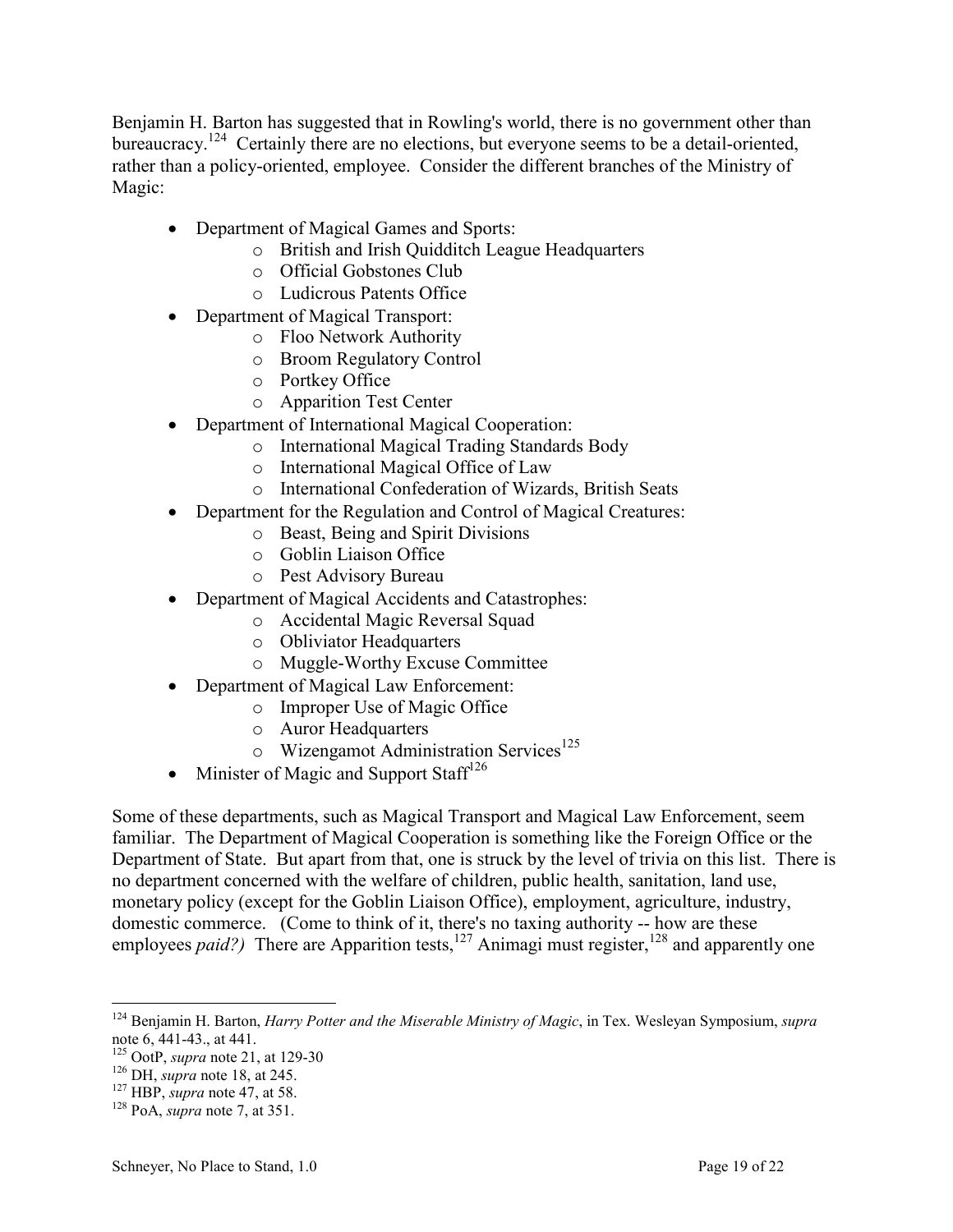Benjamin H. Barton has suggested that in Rowling's world, there is no government other than bureaucracy.[124] Certainly there are no elections, but everyone seems to be a detail-oriented, rather than a policy-oriented, employee. Consider the different branches of the Ministry of Magic:

- Department of Magical Games and Sports:
  - British and Irish Quidditch League Headquarters
  - Official Gobstones Club
  - Ludicrous Patents Office
- Department of Magical Transport:
  - Floo Network Authority
  - Broom Regulatory Control
  - Portkey Office
  - Apparition Test Center
- Department of International Magical Cooperation:
  - International Magical Trading Standards Body
  - International Magical Office of Law
  - International Confederation of Wizards, British Seats
- Department for the Regulation and Control of Magical Creatures:
  - Beast, Being and Spirit Divisions
  - Goblin Liaison Office
  - Pest Advisory Bureau
- Department of Magical Accidents and Catastrophes:
  - Accidental Magic Reversal Squad
  - Obliviator Headquarters
  - Muggle-Worthy Excuse Committee
- Department of Magical Law Enforcement:
  - Improper Use of Magic Office
  - Auror Headquarters
  - Wizengamot Administration Services[125]
- Minister of Magic and Support Staff[126]

Some of these departments, such as Magical Transport and Magical Law Enforcement, seem familiar. The Department of Magical Cooperation is something like the Foreign Office or the Department of State. But apart from that, one is struck by the level of trivia on this list. There is no department concerned with the welfare of children, public health, sanitation, land use, monetary policy (except for the Goblin Liaison Office), employment, agriculture, industry, domestic commerce. (Come to think of it, there's no taxing authority -- how are these employees *paid?)* There are Apparition tests,[127] Animagi must register,[128] and apparently one

---

[124] Benjamin H. Barton, *Harry Potter and the Miserable Ministry of Magic*, in Tex. Wesleyan Symposium, *supra* note 6, 441-43., at 441.

[125] OotP, *supra* note 21, at 129-30

[126] DH, *supra* note 18, at 245.

[127] HBP, *supra* note 47, at 58.

[128] PoA, *supra* note 7, at 351.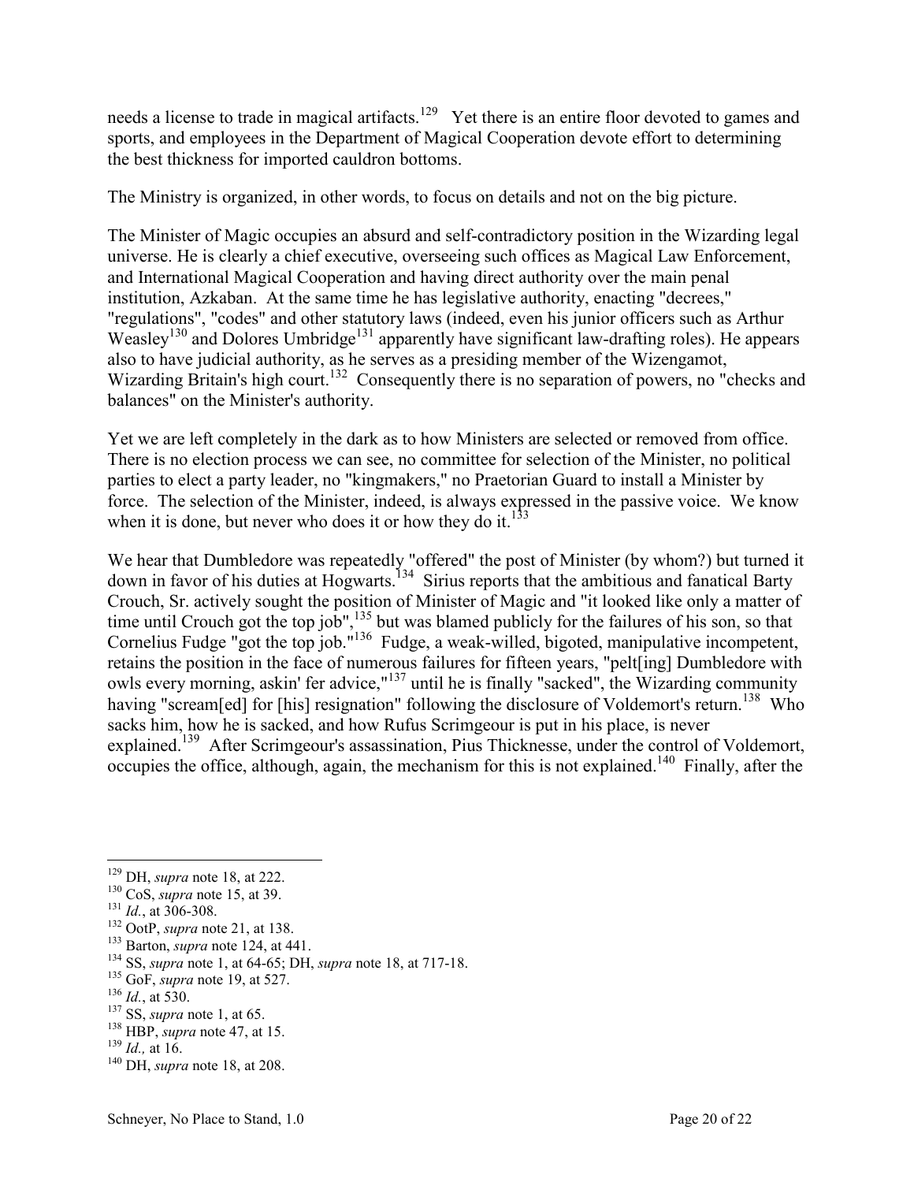needs a license to trade in magical artifacts.[129] Yet there is an entire floor devoted to games and sports, and employees in the Department of Magical Cooperation devote effort to determining the best thickness for imported cauldron bottoms.

The Ministry is organized, in other words, to focus on details and not on the big picture.

The Minister of Magic occupies an absurd and self-contradictory position in the Wizarding legal universe. He is clearly a chief executive, overseeing such offices as Magical Law Enforcement, and International Magical Cooperation and having direct authority over the main penal institution, Azkaban. At the same time he has legislative authority, enacting "decrees," "regulations", "codes" and other statutory laws (indeed, even his junior officers such as Arthur Weasley[130] and Dolores Umbridge[131] apparently have significant law-drafting roles). He appears also to have judicial authority, as he serves as a presiding member of the Wizengamot, Wizarding Britain's high court.[132] Consequently there is no separation of powers, no "checks and balances" on the Minister's authority.

Yet we are left completely in the dark as to how Ministers are selected or removed from office. There is no election process we can see, no committee for selection of the Minister, no political parties to elect a party leader, no "kingmakers," no Praetorian Guard to install a Minister by force. The selection of the Minister, indeed, is always expressed in the passive voice. We know when it is done, but never who does it or how they do it.[133]

We hear that Dumbledore was repeatedly "offered" the post of Minister (by whom?) but turned it down in favor of his duties at Hogwarts.[134] Sirius reports that the ambitious and fanatical Barty Crouch, Sr. actively sought the position of Minister of Magic and "it looked like only a matter of time until Crouch got the top job",[135] but was blamed publicly for the failures of his son, so that Cornelius Fudge "got the top job."[136] Fudge, a weak-willed, bigoted, manipulative incompetent, retains the position in the face of numerous failures for fifteen years, "pelt[ing] Dumbledore with owls every morning, askin' fer advice,"[137] until he is finally "sacked", the Wizarding community having "scream[ed] for [his] resignation" following the disclosure of Voldemort's return.[138] Who sacks him, how he is sacked, and how Rufus Scrimgeour is put in his place, is never explained.[139] After Scrimgeour's assassination, Pius Thicknesse, under the control of Voldemort, occupies the office, although, again, the mechanism for this is not explained.[140] Finally, after the

---

[129] DH, *supra* note 18, at 222.

[130] CoS, *supra* note 15, at 39.

[131] *Id.*, at 306-308.

[132] OotP, *supra* note 21, at 138.

[133] Barton, *supra* note 124, at 441.

[134] SS, *supra* note 1, at 64-65; DH, *supra* note 18, at 717-18.

[135] GoF, *supra* note 19, at 527.

[136] *Id.*, at 530.

[137] SS, *supra* note 1, at 65.

[138] HBP, *supra* note 47, at 15.

[139] *Id.,* at 16.

[140] DH, *supra* note 18, at 208.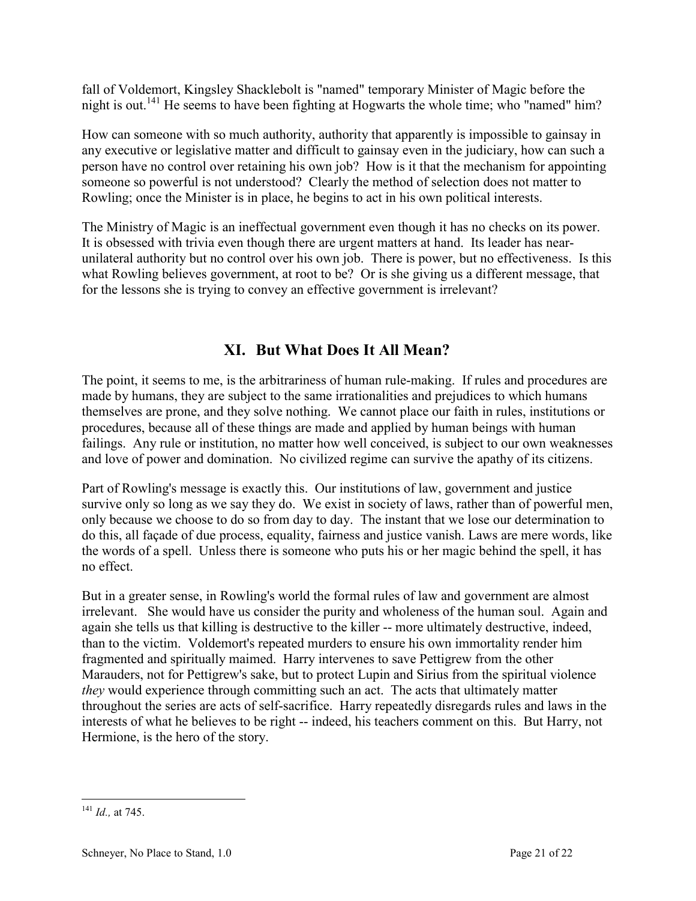fall of Voldemort, Kingsley Shacklebolt is "named" temporary Minister of Magic before the night is out.[141] He seems to have been fighting at Hogwarts the whole time; who "named" him?

How can someone with so much authority, authority that apparently is impossible to gainsay in any executive or legislative matter and difficult to gainsay even in the judiciary, how can such a person have no control over retaining his own job? How is it that the mechanism for appointing someone so powerful is not understood? Clearly the method of selection does not matter to Rowling; once the Minister is in place, he begins to act in his own political interests.

The Ministry of Magic is an ineffectual government even though it has no checks on its power. It is obsessed with trivia even though there are urgent matters at hand. Its leader has near-unilateral authority but no control over his own job. There is power, but no effectiveness. Is this what Rowling believes government, at root to be? Or is she giving us a different message, that for the lessons she is trying to convey an effective government is irrelevant?

## XI. But What Does It All Mean?

The point, it seems to me, is the arbitrariness of human rule-making. If rules and procedures are made by humans, they are subject to the same irrationalities and prejudices to which humans themselves are prone, and they solve nothing. We cannot place our faith in rules, institutions or procedures, because all of these things are made and applied by human beings with human failings. Any rule or institution, no matter how well conceived, is subject to our own weaknesses and love of power and domination. No civilized regime can survive the apathy of its citizens.

Part of Rowling's message is exactly this. Our institutions of law, government and justice survive only so long as we say they do. We exist in society of laws, rather than of powerful men, only because we choose to do so from day to day. The instant that we lose our determination to do this, all façade of due process, equality, fairness and justice vanish. Laws are mere words, like the words of a spell. Unless there is someone who puts his or her magic behind the spell, it has no effect.

But in a greater sense, in Rowling's world the formal rules of law and government are almost irrelevant. She would have us consider the purity and wholeness of the human soul. Again and again she tells us that killing is destructive to the killer -- more ultimately destructive, indeed, than to the victim. Voldemort's repeated murders to ensure his own immortality render him fragmented and spiritually maimed. Harry intervenes to save Pettigrew from the other Marauders, not for Pettigrew's sake, but to protect Lupin and Sirius from the spiritual violence *they* would experience through committing such an act. The acts that ultimately matter throughout the series are acts of self-sacrifice. Harry repeatedly disregards rules and laws in the interests of what he believes to be right -- indeed, his teachers comment on this. But Harry, not Hermione, is the hero of the story.

---

[141] *Id.,* at 745.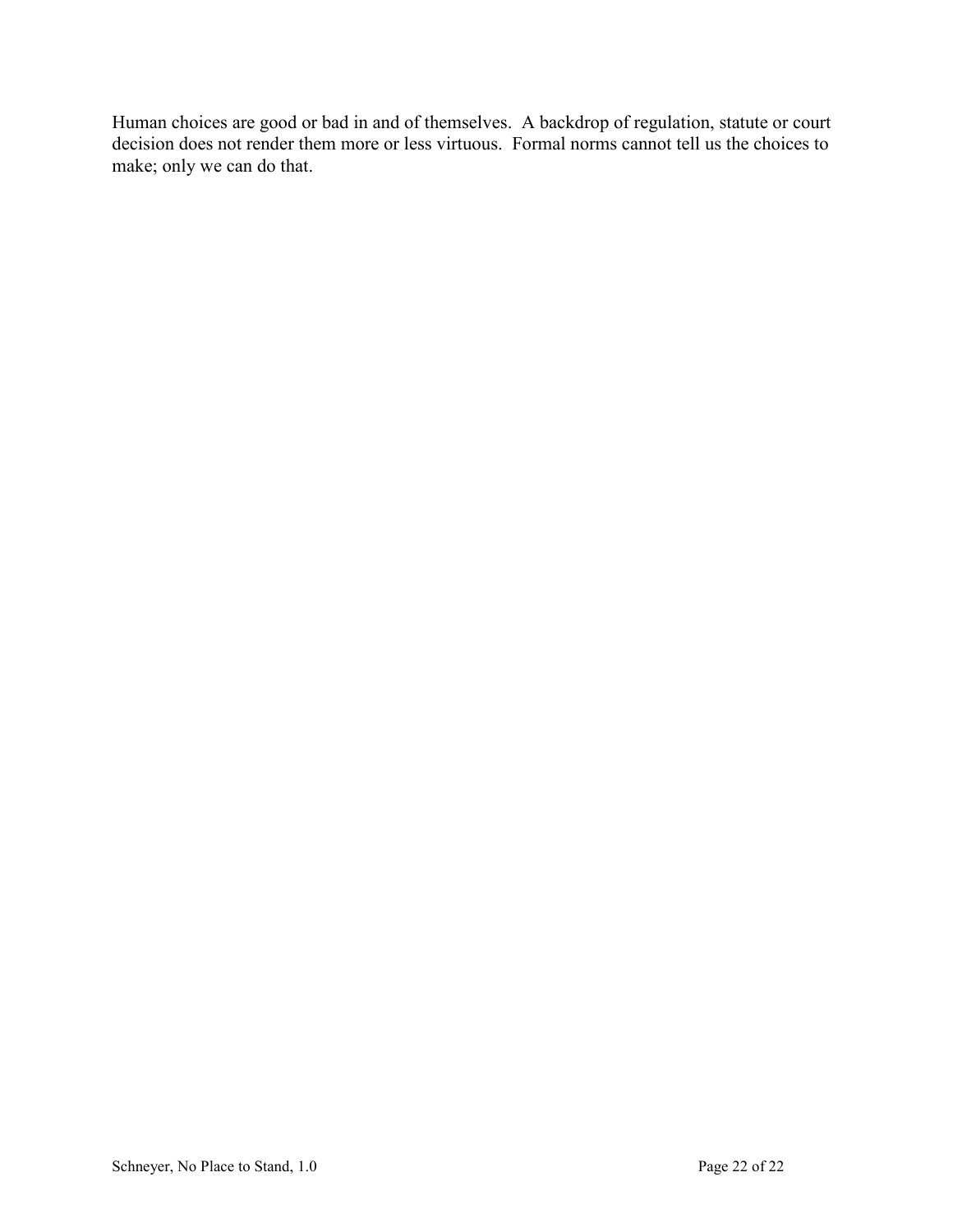Human choices are good or bad in and of themselves. A backdrop of regulation, statute or court decision does not render them more or less virtuous. Formal norms cannot tell us the choices to make; only we can do that.